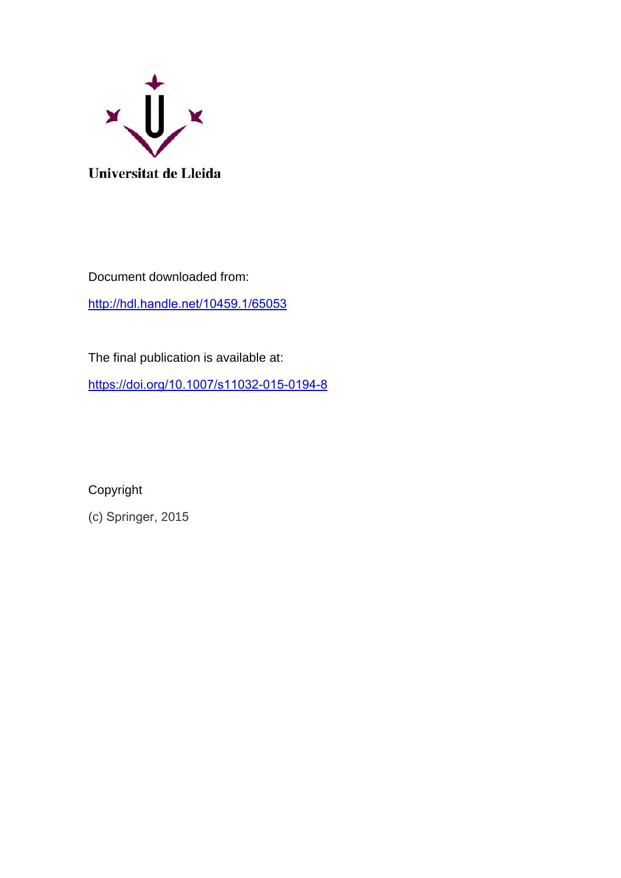Universitat de Lleida

Document downloaded from:

http://hdl.handle.net/10459.1/65053

The final publication is available at:

https://doi.org/10.1007/s11032-015-0194-8

Copyright

(c) Springer, 2015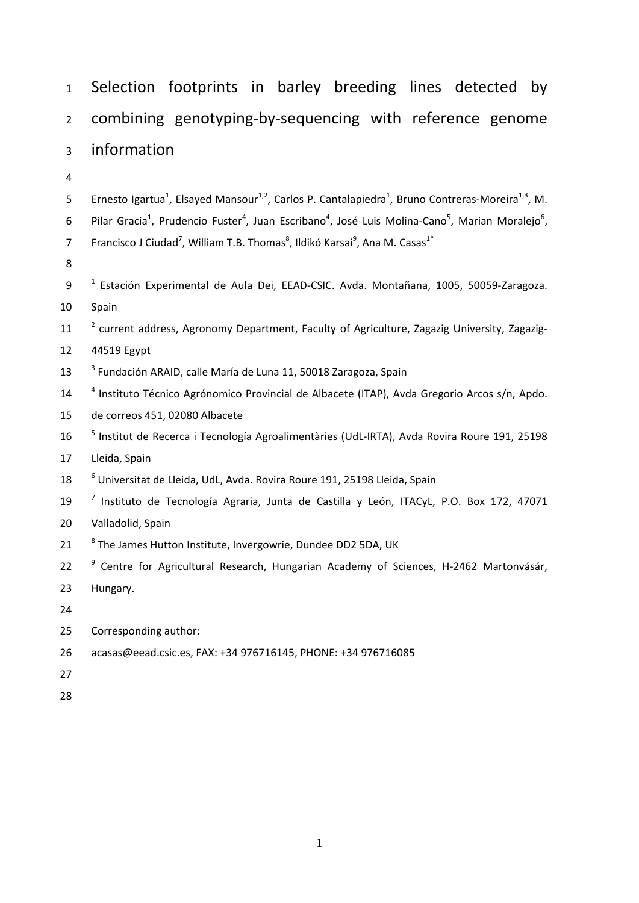# Selection footprints in barley breeding lines detected by combining genotyping-by-sequencing with reference genome information

Ernesto Igartua[1], Elsayed Mansour[1,2], Carlos P. Cantalapiedra[1], Bruno Contreras-Moreira[1,3], M. Pilar Gracia[1], Prudencio Fuster[4], Juan Escribano[4], José Luis Molina-Cano[5], Marian Moralejo[6], Francisco J Ciudad[7], William T.B. Thomas[8], Ildikó Karsai[9], Ana M. Casas[1*]

[1] Estación Experimental de Aula Dei, EEAD-CSIC. Avda. Montañana, 1005, 50059-Zaragoza. Spain

[2] current address, Agronomy Department, Faculty of Agriculture, Zagazig University, Zagazig-44519 Egypt

[3] Fundación ARAID, calle María de Luna 11, 50018 Zaragoza, Spain

[4] Instituto Técnico Agrónomico Provincial de Albacete (ITAP), Avda Gregorio Arcos s/n, Apdo. de correos 451, 02080 Albacete

[5] Institut de Recerca i Tecnología Agroalimentàries (UdL-IRTA), Avda Rovira Roure 191, 25198 Lleida, Spain

[6] Universitat de Lleida, UdL, Avda. Rovira Roure 191, 25198 Lleida, Spain

[7] Instituto de Tecnología Agraria, Junta de Castilla y León, ITACyL, P.O. Box 172, 47071 Valladolid, Spain

[8] The James Hutton Institute, Invergowrie, Dundee DD2 5DA, UK

[9] Centre for Agricultural Research, Hungarian Academy of Sciences, H-2462 Martonvásár, Hungary.

Corresponding author:

acasas@eead.csic.es, FAX: +34 976716145, PHONE: +34 976716085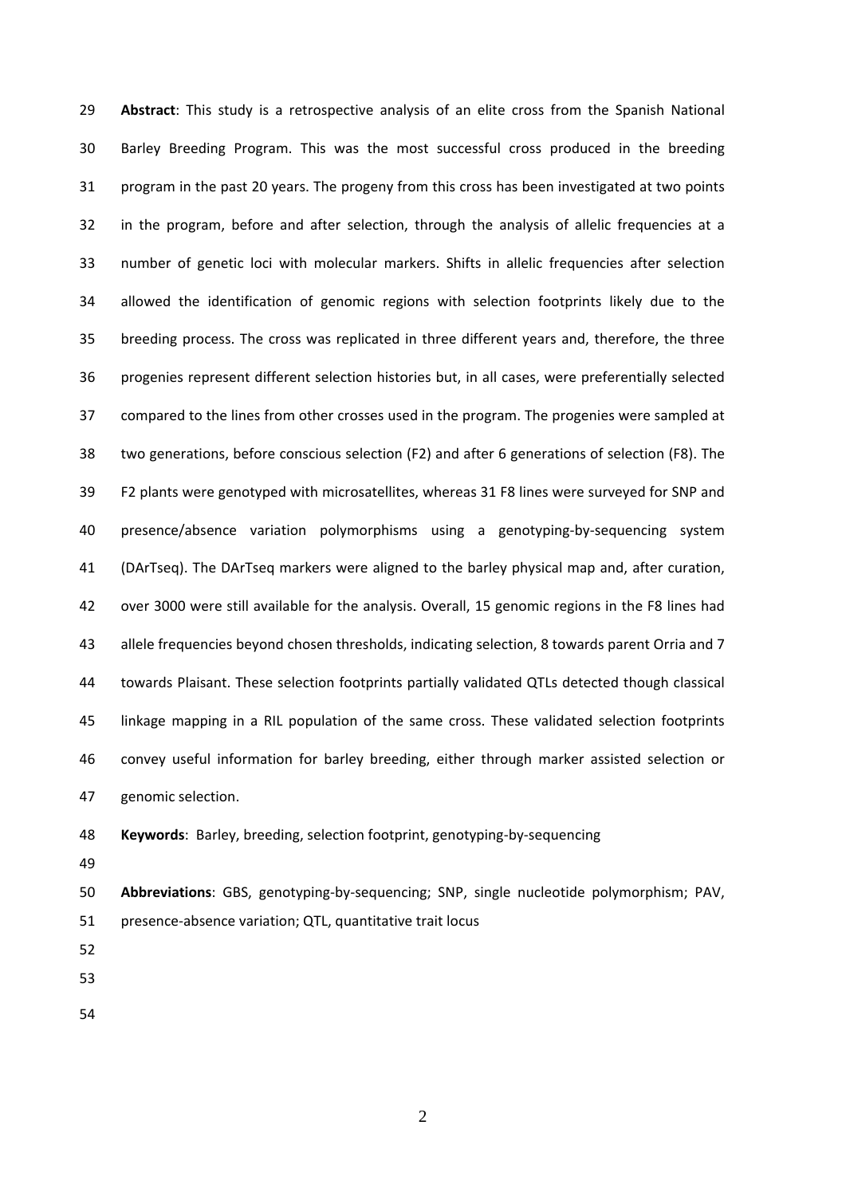**Abstract**: This study is a retrospective analysis of an elite cross from the Spanish National Barley Breeding Program. This was the most successful cross produced in the breeding program in the past 20 years. The progeny from this cross has been investigated at two points in the program, before and after selection, through the analysis of allelic frequencies at a number of genetic loci with molecular markers. Shifts in allelic frequencies after selection allowed the identification of genomic regions with selection footprints likely due to the breeding process. The cross was replicated in three different years and, therefore, the three progenies represent different selection histories but, in all cases, were preferentially selected compared to the lines from other crosses used in the program. The progenies were sampled at two generations, before conscious selection (F2) and after 6 generations of selection (F8). The F2 plants were genotyped with microsatellites, whereas 31 F8 lines were surveyed for SNP and presence/absence variation polymorphisms using a genotyping-by-sequencing system (DArTseq). The DArTseq markers were aligned to the barley physical map and, after curation, over 3000 were still available for the analysis. Overall, 15 genomic regions in the F8 lines had allele frequencies beyond chosen thresholds, indicating selection, 8 towards parent Orria and 7 towards Plaisant. These selection footprints partially validated QTLs detected though classical linkage mapping in a RIL population of the same cross. These validated selection footprints convey useful information for barley breeding, either through marker assisted selection or genomic selection.

**Keywords**: Barley, breeding, selection footprint, genotyping-by-sequencing

**Abbreviations**: GBS, genotyping-by-sequencing; SNP, single nucleotide polymorphism; PAV, presence-absence variation; QTL, quantitative trait locus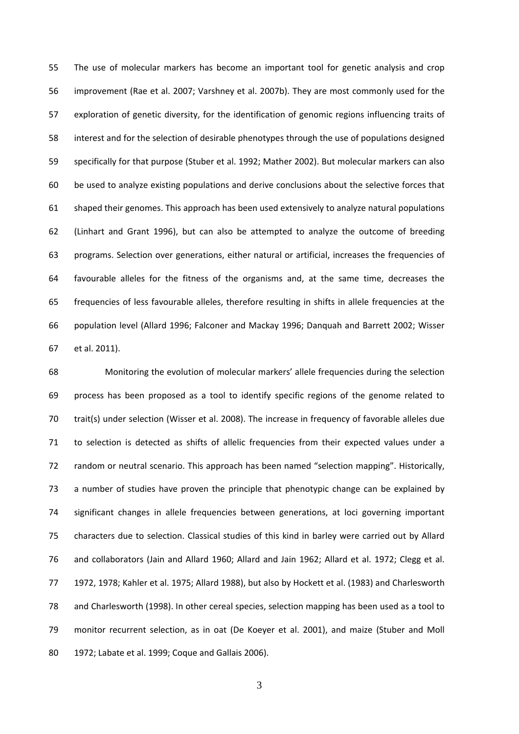The use of molecular markers has become an important tool for genetic analysis and crop improvement (Rae et al. 2007; Varshney et al. 2007b). They are most commonly used for the exploration of genetic diversity, for the identification of genomic regions influencing traits of interest and for the selection of desirable phenotypes through the use of populations designed specifically for that purpose (Stuber et al. 1992; Mather 2002). But molecular markers can also be used to analyze existing populations and derive conclusions about the selective forces that shaped their genomes. This approach has been used extensively to analyze natural populations (Linhart and Grant 1996), but can also be attempted to analyze the outcome of breeding programs. Selection over generations, either natural or artificial, increases the frequencies of favourable alleles for the fitness of the organisms and, at the same time, decreases the frequencies of less favourable alleles, therefore resulting in shifts in allele frequencies at the population level (Allard 1996; Falconer and Mackay 1996; Danquah and Barrett 2002; Wisser et al. 2011).

Monitoring the evolution of molecular markers' allele frequencies during the selection process has been proposed as a tool to identify specific regions of the genome related to trait(s) under selection (Wisser et al. 2008). The increase in frequency of favorable alleles due to selection is detected as shifts of allelic frequencies from their expected values under a random or neutral scenario. This approach has been named "selection mapping". Historically, a number of studies have proven the principle that phenotypic change can be explained by significant changes in allele frequencies between generations, at loci governing important characters due to selection. Classical studies of this kind in barley were carried out by Allard and collaborators (Jain and Allard 1960; Allard and Jain 1962; Allard et al. 1972; Clegg et al. 1972, 1978; Kahler et al. 1975; Allard 1988), but also by Hockett et al. (1983) and Charlesworth and Charlesworth (1998). In other cereal species, selection mapping has been used as a tool to monitor recurrent selection, as in oat (De Koeyer et al. 2001), and maize (Stuber and Moll 1972; Labate et al. 1999; Coque and Gallais 2006).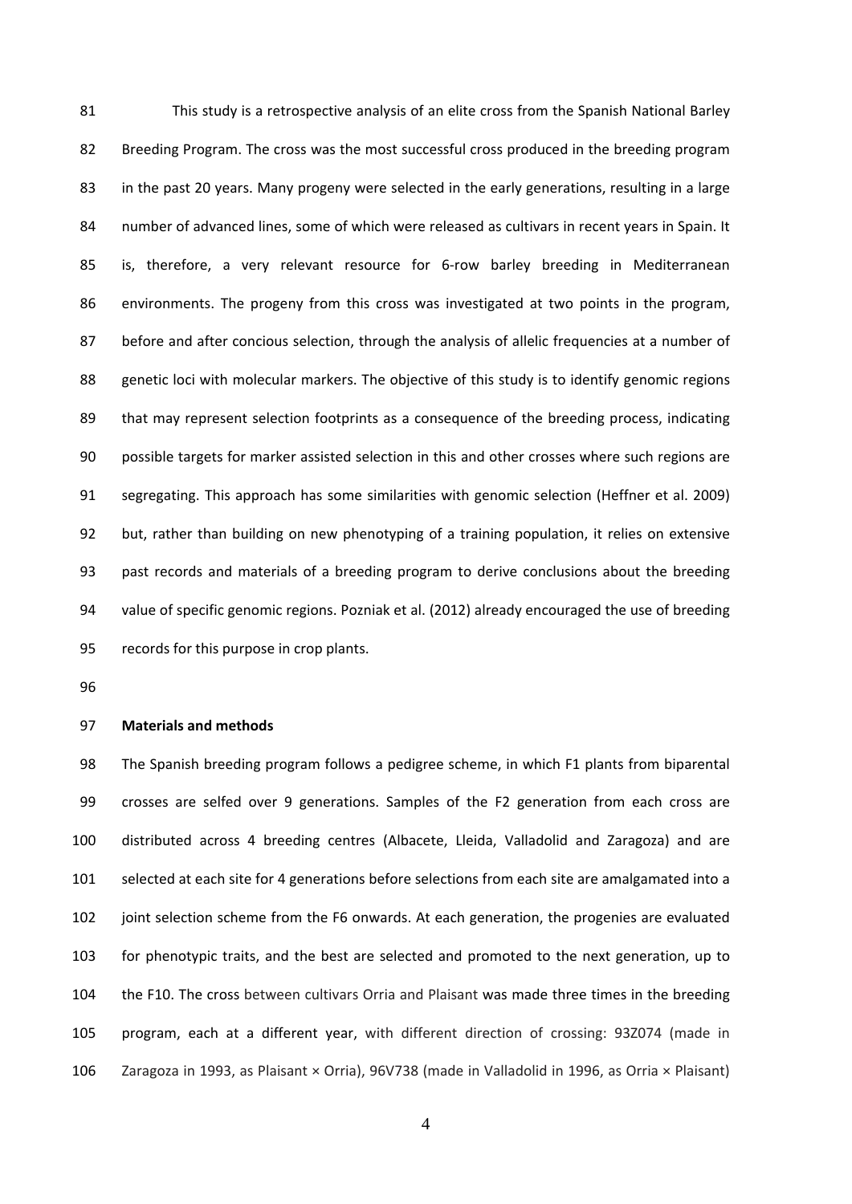This study is a retrospective analysis of an elite cross from the Spanish National Barley Breeding Program. The cross was the most successful cross produced in the breeding program in the past 20 years. Many progeny were selected in the early generations, resulting in a large number of advanced lines, some of which were released as cultivars in recent years in Spain. It is, therefore, a very relevant resource for 6-row barley breeding in Mediterranean environments. The progeny from this cross was investigated at two points in the program, before and after concious selection, through the analysis of allelic frequencies at a number of genetic loci with molecular markers. The objective of this study is to identify genomic regions that may represent selection footprints as a consequence of the breeding process, indicating possible targets for marker assisted selection in this and other crosses where such regions are segregating. This approach has some similarities with genomic selection (Heffner et al. 2009) but, rather than building on new phenotyping of a training population, it relies on extensive past records and materials of a breeding program to derive conclusions about the breeding value of specific genomic regions. Pozniak et al. (2012) already encouraged the use of breeding records for this purpose in crop plants.

**Materials and methods**

The Spanish breeding program follows a pedigree scheme, in which F1 plants from biparental crosses are selfed over 9 generations. Samples of the F2 generation from each cross are distributed across 4 breeding centres (Albacete, Lleida, Valladolid and Zaragoza) and are selected at each site for 4 generations before selections from each site are amalgamated into a joint selection scheme from the F6 onwards. At each generation, the progenies are evaluated for phenotypic traits, and the best are selected and promoted to the next generation, up to the F10. The cross between cultivars Orria and Plaisant was made three times in the breeding program, each at a different year, with different direction of crossing: 93Z074 (made in Zaragoza in 1993, as Plaisant × Orria), 96V738 (made in Valladolid in 1996, as Orria × Plaisant)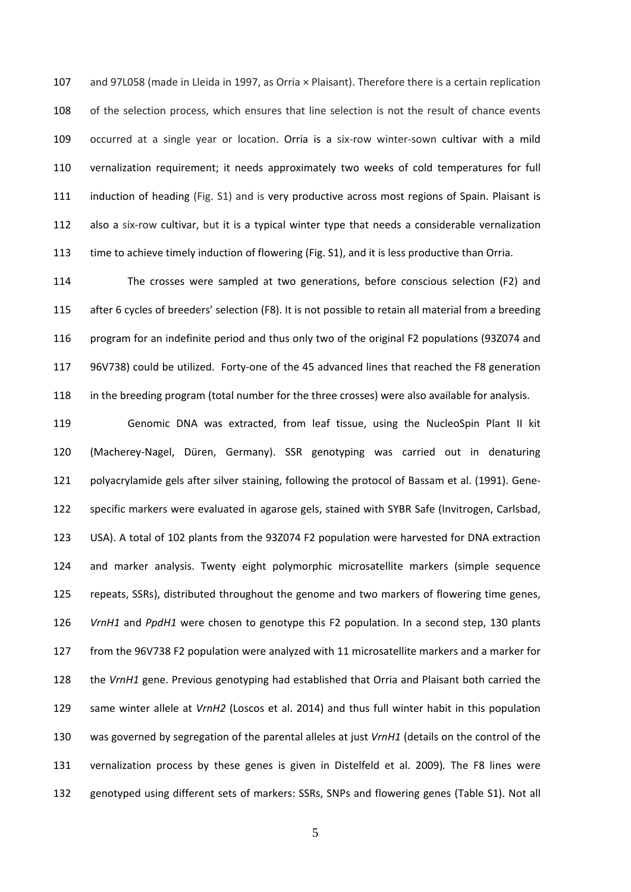and 97L058 (made in Lleida in 1997, as Orria × Plaisant). Therefore there is a certain replication of the selection process, which ensures that line selection is not the result of chance events occurred at a single year or location. Orria is a six-row winter-sown cultivar with a mild vernalization requirement; it needs approximately two weeks of cold temperatures for full induction of heading (Fig. S1) and is very productive across most regions of Spain. Plaisant is also a six-row cultivar, but it is a typical winter type that needs a considerable vernalization time to achieve timely induction of flowering (Fig. S1), and it is less productive than Orria.

The crosses were sampled at two generations, before conscious selection (F2) and after 6 cycles of breeders' selection (F8). It is not possible to retain all material from a breeding program for an indefinite period and thus only two of the original F2 populations (93Z074 and 96V738) could be utilized. Forty-one of the 45 advanced lines that reached the F8 generation in the breeding program (total number for the three crosses) were also available for analysis.

Genomic DNA was extracted, from leaf tissue, using the NucleoSpin Plant II kit (Macherey-Nagel, Düren, Germany). SSR genotyping was carried out in denaturing polyacrylamide gels after silver staining, following the protocol of Bassam et al. (1991). Gene-specific markers were evaluated in agarose gels, stained with SYBR Safe (Invitrogen, Carlsbad, USA). A total of 102 plants from the 93Z074 F2 population were harvested for DNA extraction and marker analysis. Twenty eight polymorphic microsatellite markers (simple sequence repeats, SSRs), distributed throughout the genome and two markers of flowering time genes, *VrnH1* and *PpdH1* were chosen to genotype this F2 population. In a second step, 130 plants from the 96V738 F2 population were analyzed with 11 microsatellite markers and a marker for the *VrnH1* gene. Previous genotyping had established that Orria and Plaisant both carried the same winter allele at *VrnH2* (Loscos et al. 2014) and thus full winter habit in this population was governed by segregation of the parental alleles at just *VrnH1* (details on the control of the vernalization process by these genes is given in Distelfeld et al. 2009). The F8 lines were genotyped using different sets of markers: SSRs, SNPs and flowering genes (Table S1). Not all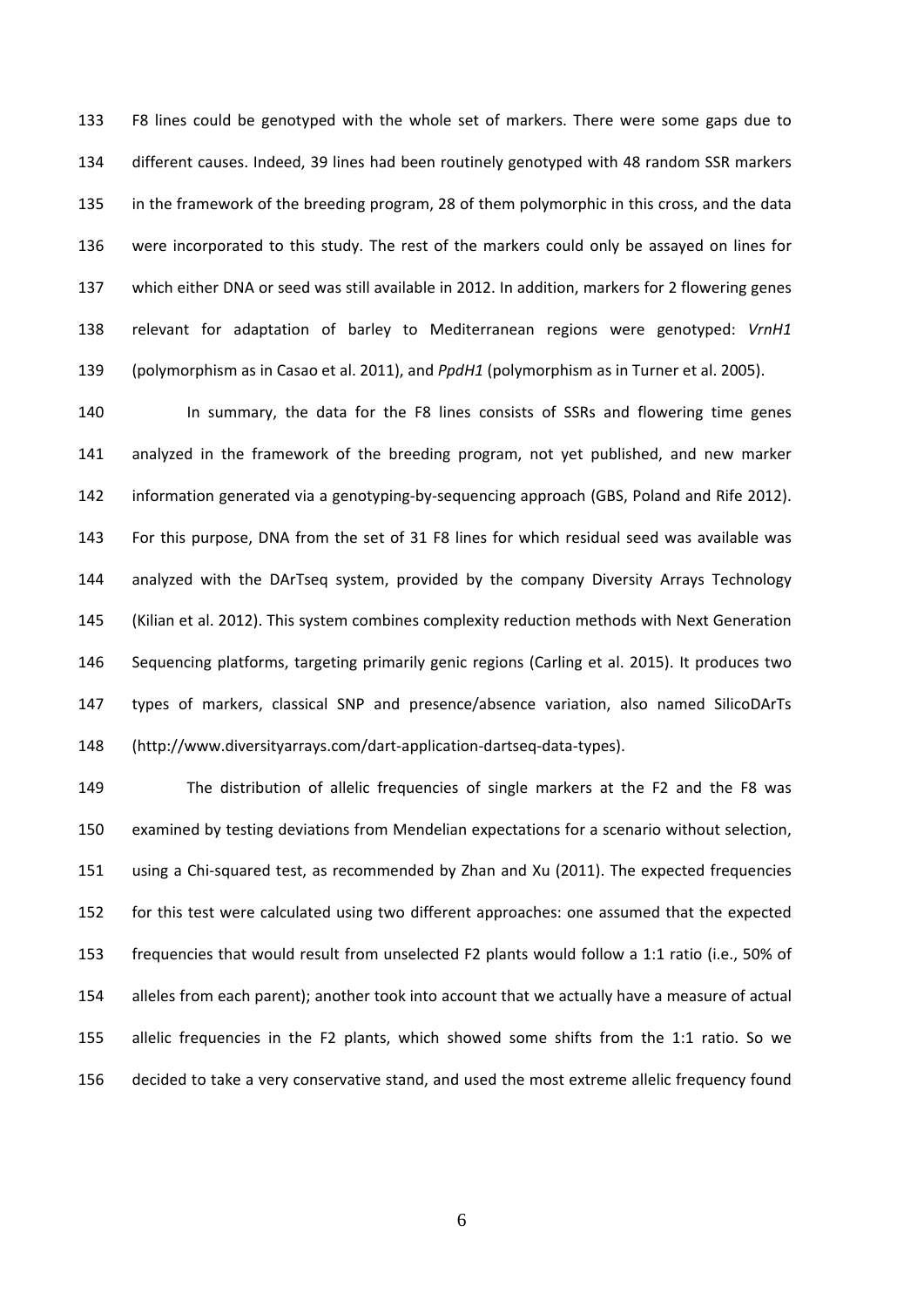F8 lines could be genotyped with the whole set of markers. There were some gaps due to different causes. Indeed, 39 lines had been routinely genotyped with 48 random SSR markers in the framework of the breeding program, 28 of them polymorphic in this cross, and the data were incorporated to this study. The rest of the markers could only be assayed on lines for which either DNA or seed was still available in 2012. In addition, markers for 2 flowering genes relevant for adaptation of barley to Mediterranean regions were genotyped: *VrnH1* (polymorphism as in Casao et al. 2011), and *PpdH1* (polymorphism as in Turner et al. 2005).

In summary, the data for the F8 lines consists of SSRs and flowering time genes analyzed in the framework of the breeding program, not yet published, and new marker information generated via a genotyping-by-sequencing approach (GBS, Poland and Rife 2012). For this purpose, DNA from the set of 31 F8 lines for which residual seed was available was analyzed with the DArTseq system, provided by the company Diversity Arrays Technology (Kilian et al. 2012). This system combines complexity reduction methods with Next Generation Sequencing platforms, targeting primarily genic regions (Carling et al. 2015). It produces two types of markers, classical SNP and presence/absence variation, also named SilicoDArTs (http://www.diversityarrays.com/dart-application-dartseq-data-types).

The distribution of allelic frequencies of single markers at the F2 and the F8 was examined by testing deviations from Mendelian expectations for a scenario without selection, using a Chi-squared test, as recommended by Zhan and Xu (2011). The expected frequencies for this test were calculated using two different approaches: one assumed that the expected frequencies that would result from unselected F2 plants would follow a 1:1 ratio (i.e., 50% of alleles from each parent); another took into account that we actually have a measure of actual allelic frequencies in the F2 plants, which showed some shifts from the 1:1 ratio. So we decided to take a very conservative stand, and used the most extreme allelic frequency found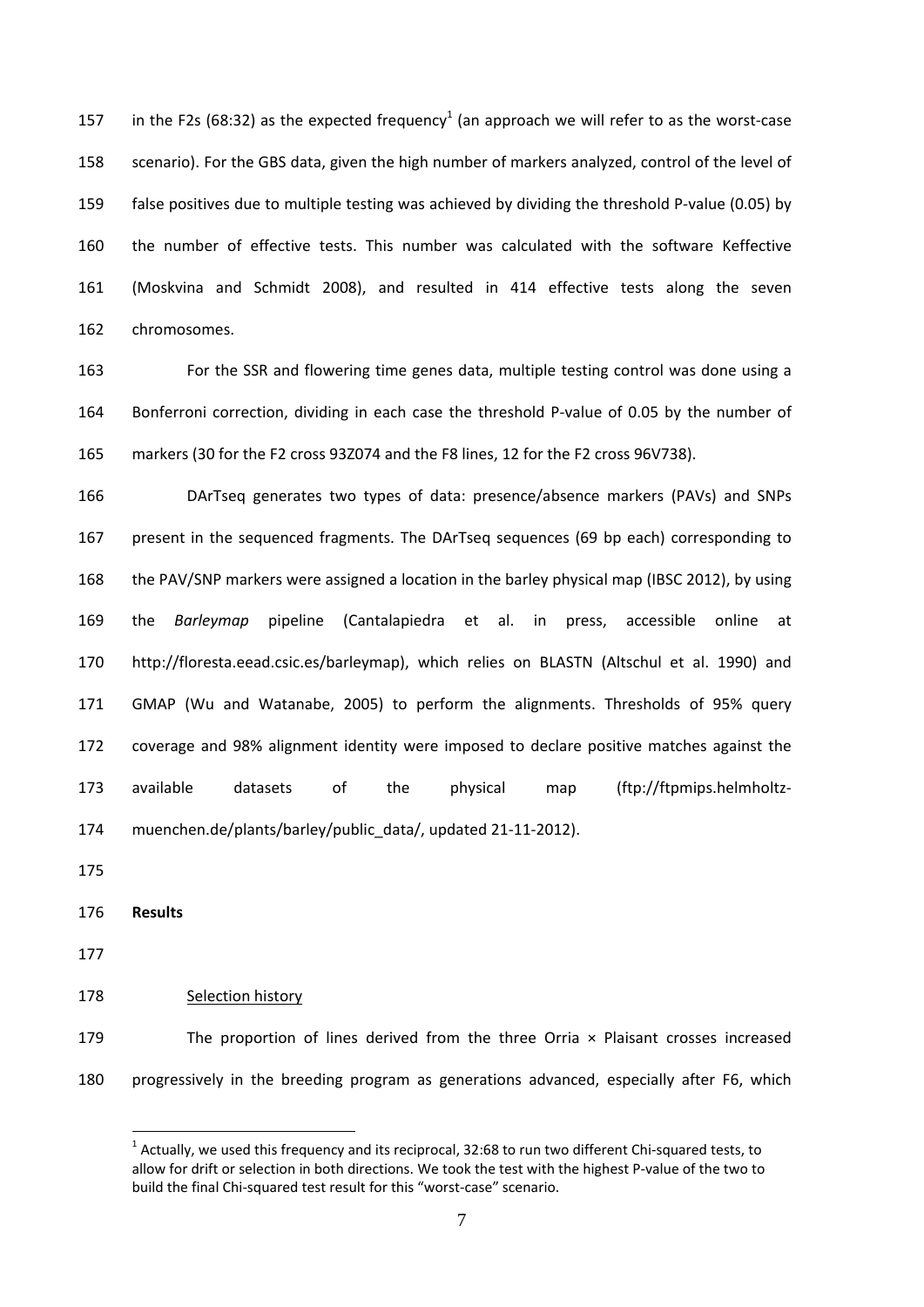in the F2s (68:32) as the expected frequency[1] (an approach we will refer to as the worst-case scenario). For the GBS data, given the high number of markers analyzed, control of the level of false positives due to multiple testing was achieved by dividing the threshold P-value (0.05) by the number of effective tests. This number was calculated with the software Keffective (Moskvina and Schmidt 2008), and resulted in 414 effective tests along the seven chromosomes.

For the SSR and flowering time genes data, multiple testing control was done using a Bonferroni correction, dividing in each case the threshold P-value of 0.05 by the number of markers (30 for the F2 cross 93Z074 and the F8 lines, 12 for the F2 cross 96V738).

DArTseq generates two types of data: presence/absence markers (PAVs) and SNPs present in the sequenced fragments. The DArTseq sequences (69 bp each) corresponding to the PAV/SNP markers were assigned a location in the barley physical map (IBSC 2012), by using the *Barleymap* pipeline (Cantalapiedra et al. in press, accessible online at http://floresta.eead.csic.es/barleymap), which relies on BLASTN (Altschul et al. 1990) and GMAP (Wu and Watanabe, 2005) to perform the alignments. Thresholds of 95% query coverage and 98% alignment identity were imposed to declare positive matches against the available datasets of the physical map (ftp://ftpmips.helmholtz-muenchen.de/plants/barley/public_data/, updated 21-11-2012).

## Results

### Selection history

The proportion of lines derived from the three Orria × Plaisant crosses increased progressively in the breeding program as generations advanced, especially after F6, which

[1] Actually, we used this frequency and its reciprocal, 32:68 to run two different Chi-squared tests, to allow for drift or selection in both directions. We took the test with the highest P-value of the two to build the final Chi-squared test result for this "worst-case" scenario.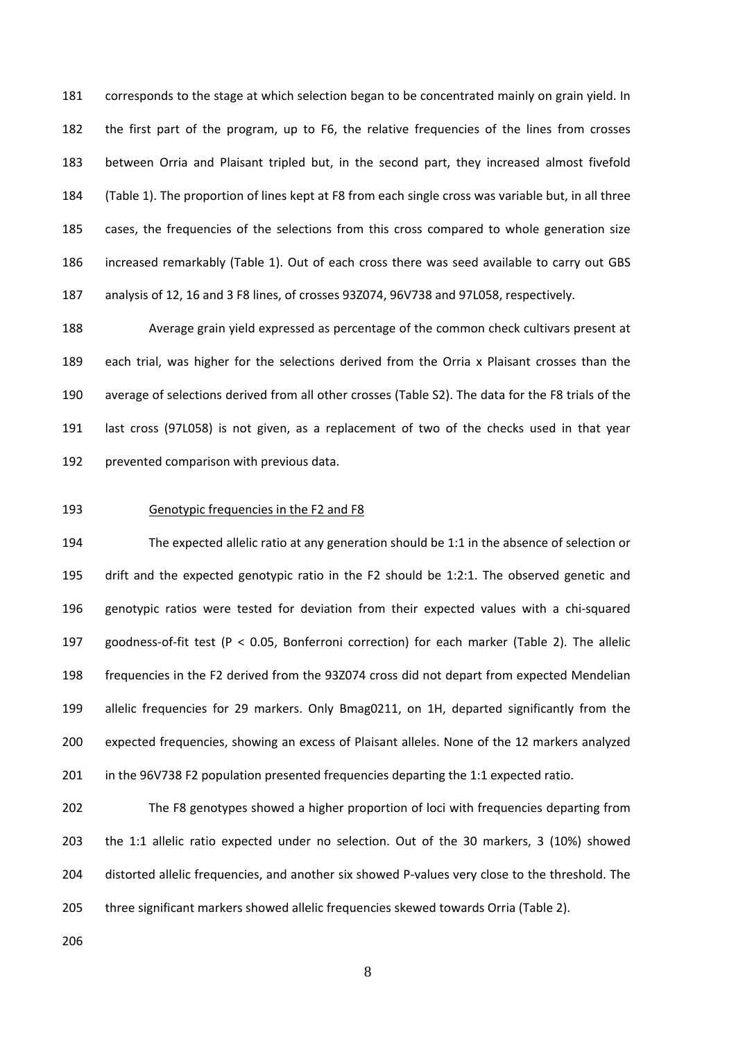corresponds to the stage at which selection began to be concentrated mainly on grain yield. In the first part of the program, up to F6, the relative frequencies of the lines from crosses between Orria and Plaisant tripled but, in the second part, they increased almost fivefold (Table 1). The proportion of lines kept at F8 from each single cross was variable but, in all three cases, the frequencies of the selections from this cross compared to whole generation size increased remarkably (Table 1). Out of each cross there was seed available to carry out GBS analysis of 12, 16 and 3 F8 lines, of crosses 93Z074, 96V738 and 97L058, respectively.

Average grain yield expressed as percentage of the common check cultivars present at each trial, was higher for the selections derived from the Orria x Plaisant crosses than the average of selections derived from all other crosses (Table S2). The data for the F8 trials of the last cross (97L058) is not given, as a replacement of two of the checks used in that year prevented comparison with previous data.

Genotypic frequencies in the F2 and F8

The expected allelic ratio at any generation should be 1:1 in the absence of selection or drift and the expected genotypic ratio in the F2 should be 1:2:1. The observed genetic and genotypic ratios were tested for deviation from their expected values with a chi-squared goodness-of-fit test ($P < 0.05$, Bonferroni correction) for each marker (Table 2). The allelic frequencies in the F2 derived from the 93Z074 cross did not depart from expected Mendelian allelic frequencies for 29 markers. Only Bmag0211, on 1H, departed significantly from the expected frequencies, showing an excess of Plaisant alleles. None of the 12 markers analyzed in the 96V738 F2 population presented frequencies departing the 1:1 expected ratio.

The F8 genotypes showed a higher proportion of loci with frequencies departing from the 1:1 allelic ratio expected under no selection. Out of the 30 markers, 3 (10%) showed distorted allelic frequencies, and another six showed P-values very close to the threshold. The three significant markers showed allelic frequencies skewed towards Orria (Table 2).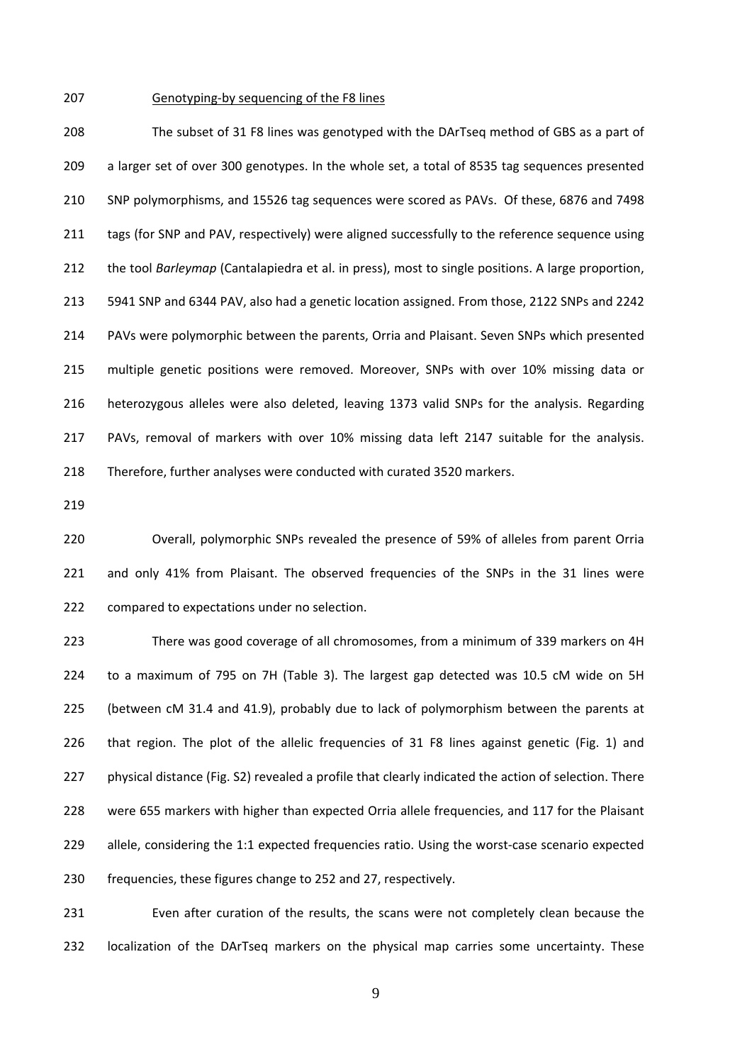Genotyping-by sequencing of the F8 lines

The subset of 31 F8 lines was genotyped with the DArTseq method of GBS as a part of a larger set of over 300 genotypes. In the whole set, a total of 8535 tag sequences presented SNP polymorphisms, and 15526 tag sequences were scored as PAVs. Of these, 6876 and 7498 tags (for SNP and PAV, respectively) were aligned successfully to the reference sequence using the tool *Barleymap* (Cantalapiedra et al. in press), most to single positions. A large proportion, 5941 SNP and 6344 PAV, also had a genetic location assigned. From those, 2122 SNPs and 2242 PAVs were polymorphic between the parents, Orria and Plaisant. Seven SNPs which presented multiple genetic positions were removed. Moreover, SNPs with over 10% missing data or heterozygous alleles were also deleted, leaving 1373 valid SNPs for the analysis. Regarding PAVs, removal of markers with over 10% missing data left 2147 suitable for the analysis. Therefore, further analyses were conducted with curated 3520 markers.

Overall, polymorphic SNPs revealed the presence of 59% of alleles from parent Orria and only 41% from Plaisant. The observed frequencies of the SNPs in the 31 lines were compared to expectations under no selection.

There was good coverage of all chromosomes, from a minimum of 339 markers on 4H to a maximum of 795 on 7H (Table 3). The largest gap detected was 10.5 cM wide on 5H (between cM 31.4 and 41.9), probably due to lack of polymorphism between the parents at that region. The plot of the allelic frequencies of 31 F8 lines against genetic (Fig. 1) and physical distance (Fig. S2) revealed a profile that clearly indicated the action of selection. There were 655 markers with higher than expected Orria allele frequencies, and 117 for the Plaisant allele, considering the 1:1 expected frequencies ratio. Using the worst-case scenario expected frequencies, these figures change to 252 and 27, respectively.

Even after curation of the results, the scans were not completely clean because the localization of the DArTseq markers on the physical map carries some uncertainty. These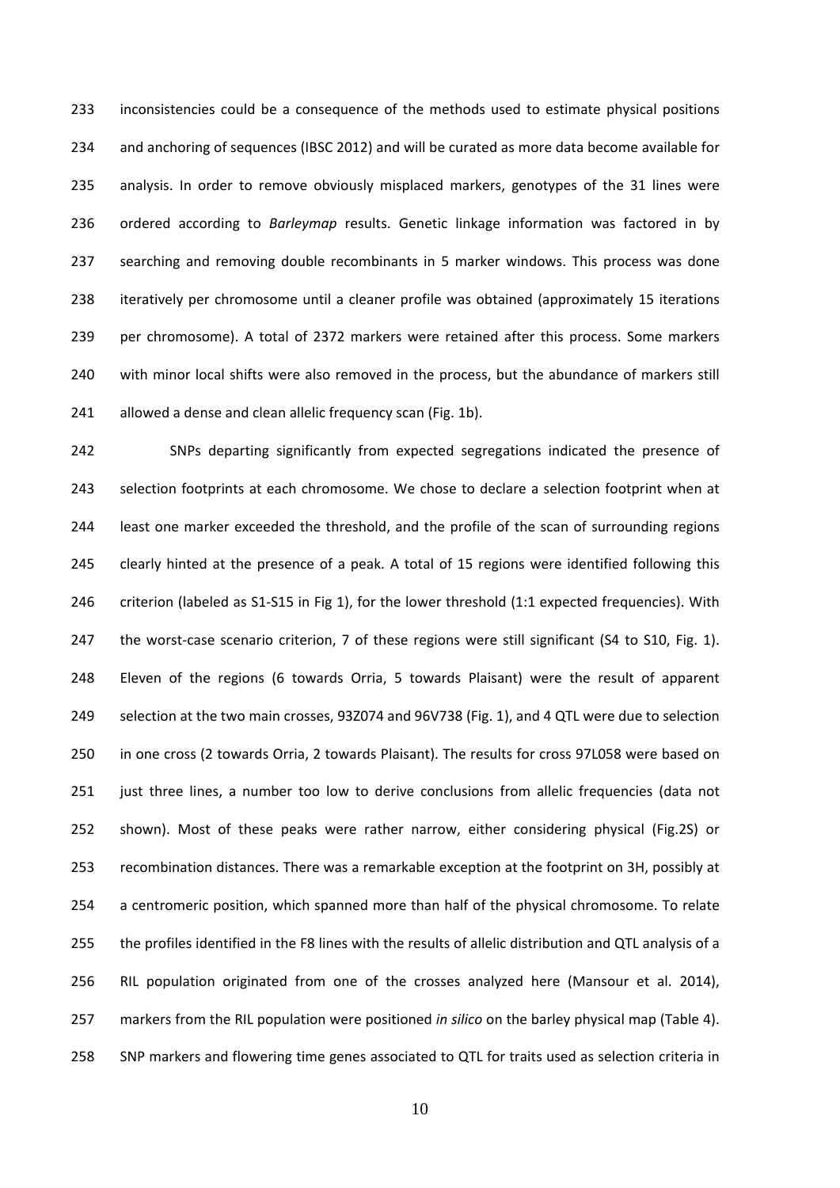inconsistencies could be a consequence of the methods used to estimate physical positions and anchoring of sequences (IBSC 2012) and will be curated as more data become available for analysis. In order to remove obviously misplaced markers, genotypes of the 31 lines were ordered according to *Barleymap* results. Genetic linkage information was factored in by searching and removing double recombinants in 5 marker windows. This process was done iteratively per chromosome until a cleaner profile was obtained (approximately 15 iterations per chromosome). A total of 2372 markers were retained after this process. Some markers with minor local shifts were also removed in the process, but the abundance of markers still allowed a dense and clean allelic frequency scan (Fig. 1b).

SNPs departing significantly from expected segregations indicated the presence of selection footprints at each chromosome. We chose to declare a selection footprint when at least one marker exceeded the threshold, and the profile of the scan of surrounding regions clearly hinted at the presence of a peak. A total of 15 regions were identified following this criterion (labeled as S1-S15 in Fig 1), for the lower threshold (1:1 expected frequencies). With the worst-case scenario criterion, 7 of these regions were still significant (S4 to S10, Fig. 1). Eleven of the regions (6 towards Orria, 5 towards Plaisant) were the result of apparent selection at the two main crosses, 93Z074 and 96V738 (Fig. 1), and 4 QTL were due to selection in one cross (2 towards Orria, 2 towards Plaisant). The results for cross 97L058 were based on just three lines, a number too low to derive conclusions from allelic frequencies (data not shown). Most of these peaks were rather narrow, either considering physical (Fig.2S) or recombination distances. There was a remarkable exception at the footprint on 3H, possibly at a centromeric position, which spanned more than half of the physical chromosome. To relate the profiles identified in the F8 lines with the results of allelic distribution and QTL analysis of a RIL population originated from one of the crosses analyzed here (Mansour et al. 2014), markers from the RIL population were positioned *in silico* on the barley physical map (Table 4). SNP markers and flowering time genes associated to QTL for traits used as selection criteria in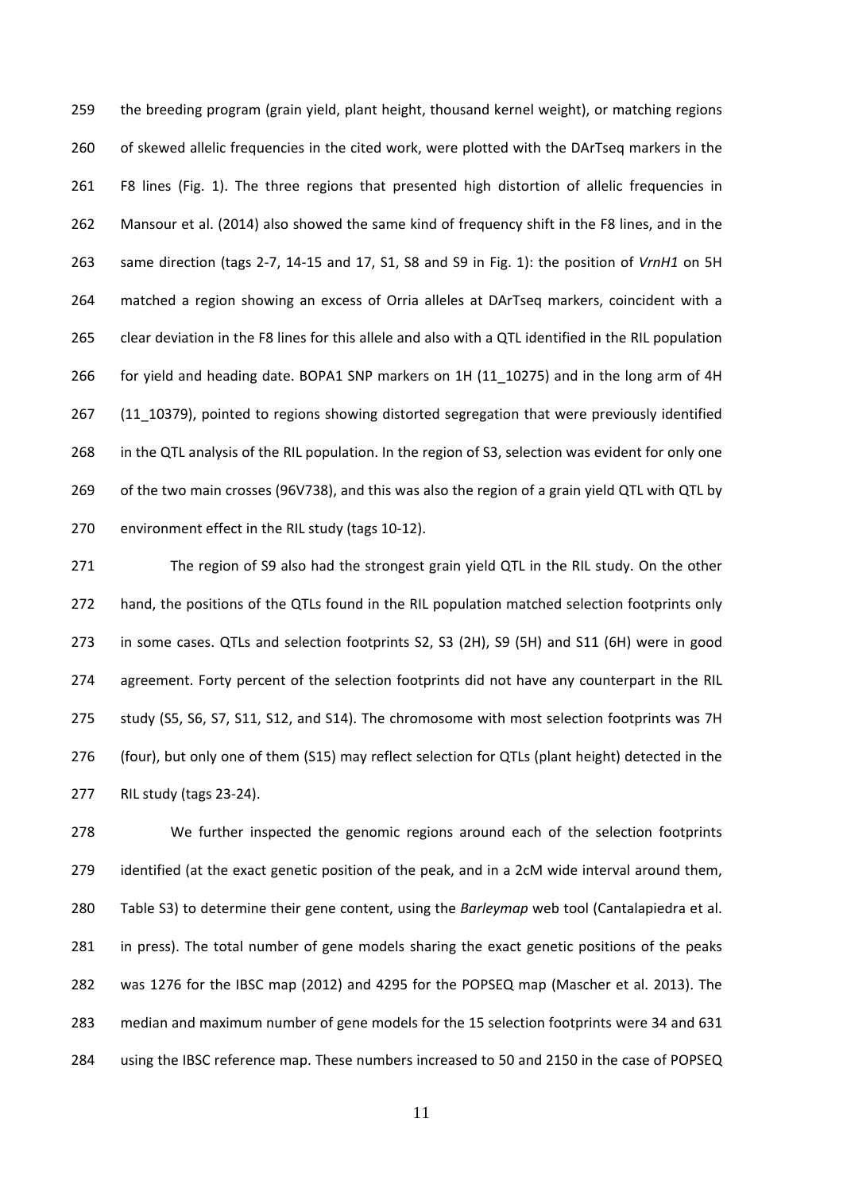the breeding program (grain yield, plant height, thousand kernel weight), or matching regions of skewed allelic frequencies in the cited work, were plotted with the DArTseq markers in the F8 lines (Fig. 1). The three regions that presented high distortion of allelic frequencies in Mansour et al. (2014) also showed the same kind of frequency shift in the F8 lines, and in the same direction (tags 2-7, 14-15 and 17, S1, S8 and S9 in Fig. 1): the position of *VrnH1* on 5H matched a region showing an excess of Orria alleles at DArTseq markers, coincident with a clear deviation in the F8 lines for this allele and also with a QTL identified in the RIL population for yield and heading date. BOPA1 SNP markers on 1H (11_10275) and in the long arm of 4H (11_10379), pointed to regions showing distorted segregation that were previously identified in the QTL analysis of the RIL population. In the region of S3, selection was evident for only one of the two main crosses (96V738), and this was also the region of a grain yield QTL with QTL by environment effect in the RIL study (tags 10-12).

The region of S9 also had the strongest grain yield QTL in the RIL study. On the other hand, the positions of the QTLs found in the RIL population matched selection footprints only in some cases. QTLs and selection footprints S2, S3 (2H), S9 (5H) and S11 (6H) were in good agreement. Forty percent of the selection footprints did not have any counterpart in the RIL study (S5, S6, S7, S11, S12, and S14). The chromosome with most selection footprints was 7H (four), but only one of them (S15) may reflect selection for QTLs (plant height) detected in the RIL study (tags 23-24).

We further inspected the genomic regions around each of the selection footprints identified (at the exact genetic position of the peak, and in a 2cM wide interval around them, Table S3) to determine their gene content, using the *Barleymap* web tool (Cantalapiedra et al. in press). The total number of gene models sharing the exact genetic positions of the peaks was 1276 for the IBSC map (2012) and 4295 for the POPSEQ map (Mascher et al. 2013). The median and maximum number of gene models for the 15 selection footprints were 34 and 631 using the IBSC reference map. These numbers increased to 50 and 2150 in the case of POPSEQ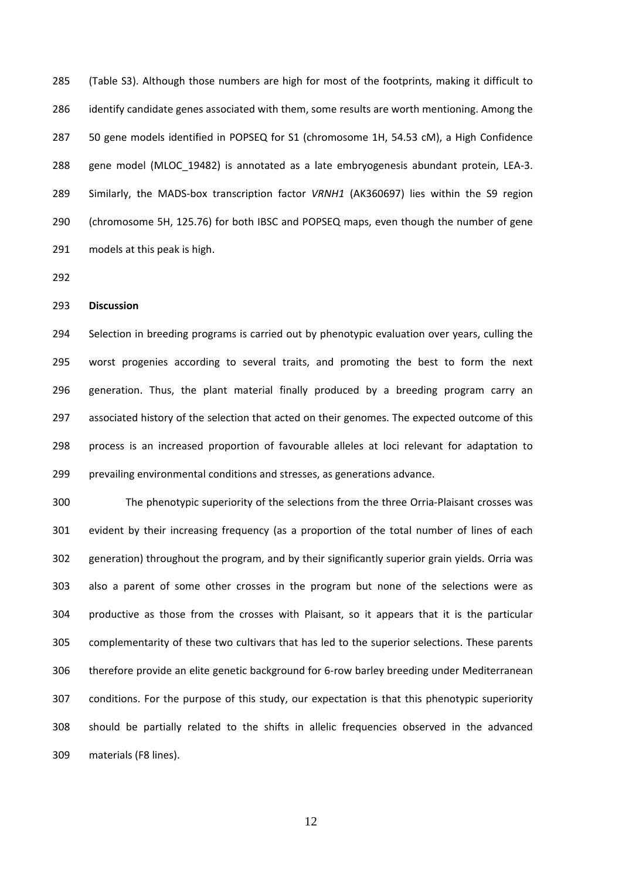(Table S3). Although those numbers are high for most of the footprints, making it difficult to identify candidate genes associated with them, some results are worth mentioning. Among the 50 gene models identified in POPSEQ for S1 (chromosome 1H, 54.53 cM), a High Confidence gene model (MLOC_19482) is annotated as a late embryogenesis abundant protein, LEA-3. Similarly, the MADS-box transcription factor *VRNH1* (AK360697) lies within the S9 region (chromosome 5H, 125.76) for both IBSC and POPSEQ maps, even though the number of gene models at this peak is high.

## Discussion

Selection in breeding programs is carried out by phenotypic evaluation over years, culling the worst progenies according to several traits, and promoting the best to form the next generation. Thus, the plant material finally produced by a breeding program carry an associated history of the selection that acted on their genomes. The expected outcome of this process is an increased proportion of favourable alleles at loci relevant for adaptation to prevailing environmental conditions and stresses, as generations advance.

The phenotypic superiority of the selections from the three Orria-Plaisant crosses was evident by their increasing frequency (as a proportion of the total number of lines of each generation) throughout the program, and by their significantly superior grain yields. Orria was also a parent of some other crosses in the program but none of the selections were as productive as those from the crosses with Plaisant, so it appears that it is the particular complementarity of these two cultivars that has led to the superior selections. These parents therefore provide an elite genetic background for 6-row barley breeding under Mediterranean conditions. For the purpose of this study, our expectation is that this phenotypic superiority should be partially related to the shifts in allelic frequencies observed in the advanced materials (F8 lines).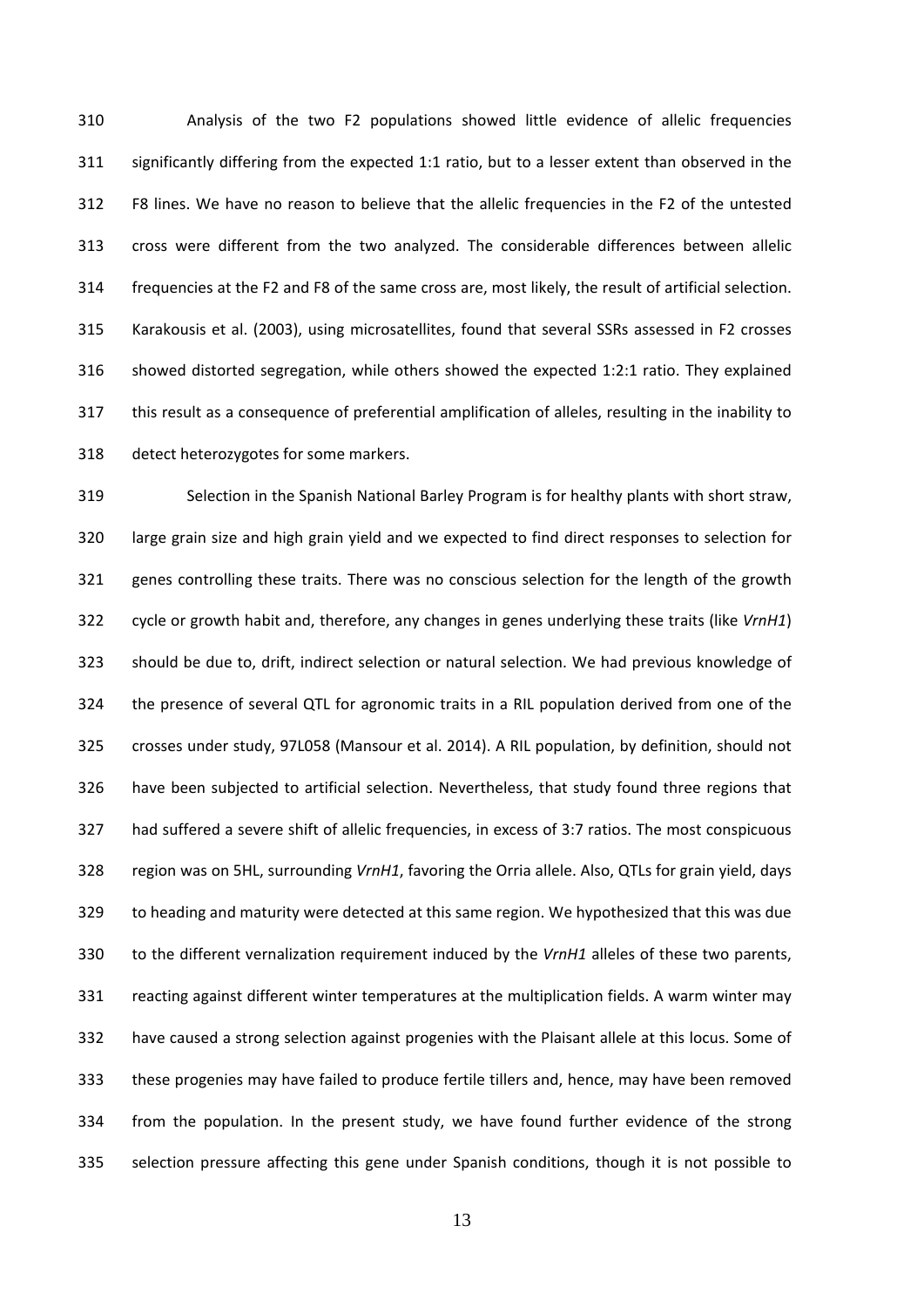Analysis of the two F2 populations showed little evidence of allelic frequencies significantly differing from the expected 1:1 ratio, but to a lesser extent than observed in the F8 lines. We have no reason to believe that the allelic frequencies in the F2 of the untested cross were different from the two analyzed. The considerable differences between allelic frequencies at the F2 and F8 of the same cross are, most likely, the result of artificial selection. Karakousis et al. (2003), using microsatellites, found that several SSRs assessed in F2 crosses showed distorted segregation, while others showed the expected 1:2:1 ratio. They explained this result as a consequence of preferential amplification of alleles, resulting in the inability to detect heterozygotes for some markers.

Selection in the Spanish National Barley Program is for healthy plants with short straw, large grain size and high grain yield and we expected to find direct responses to selection for genes controlling these traits. There was no conscious selection for the length of the growth cycle or growth habit and, therefore, any changes in genes underlying these traits (like *VrnH1*) should be due to, drift, indirect selection or natural selection. We had previous knowledge of the presence of several QTL for agronomic traits in a RIL population derived from one of the crosses under study, 97L058 (Mansour et al. 2014). A RIL population, by definition, should not have been subjected to artificial selection. Nevertheless, that study found three regions that had suffered a severe shift of allelic frequencies, in excess of 3:7 ratios. The most conspicuous region was on 5HL, surrounding *VrnH1*, favoring the Orria allele. Also, QTLs for grain yield, days to heading and maturity were detected at this same region. We hypothesized that this was due to the different vernalization requirement induced by the *VrnH1* alleles of these two parents, reacting against different winter temperatures at the multiplication fields. A warm winter may have caused a strong selection against progenies with the Plaisant allele at this locus. Some of these progenies may have failed to produce fertile tillers and, hence, may have been removed from the population. In the present study, we have found further evidence of the strong selection pressure affecting this gene under Spanish conditions, though it is not possible to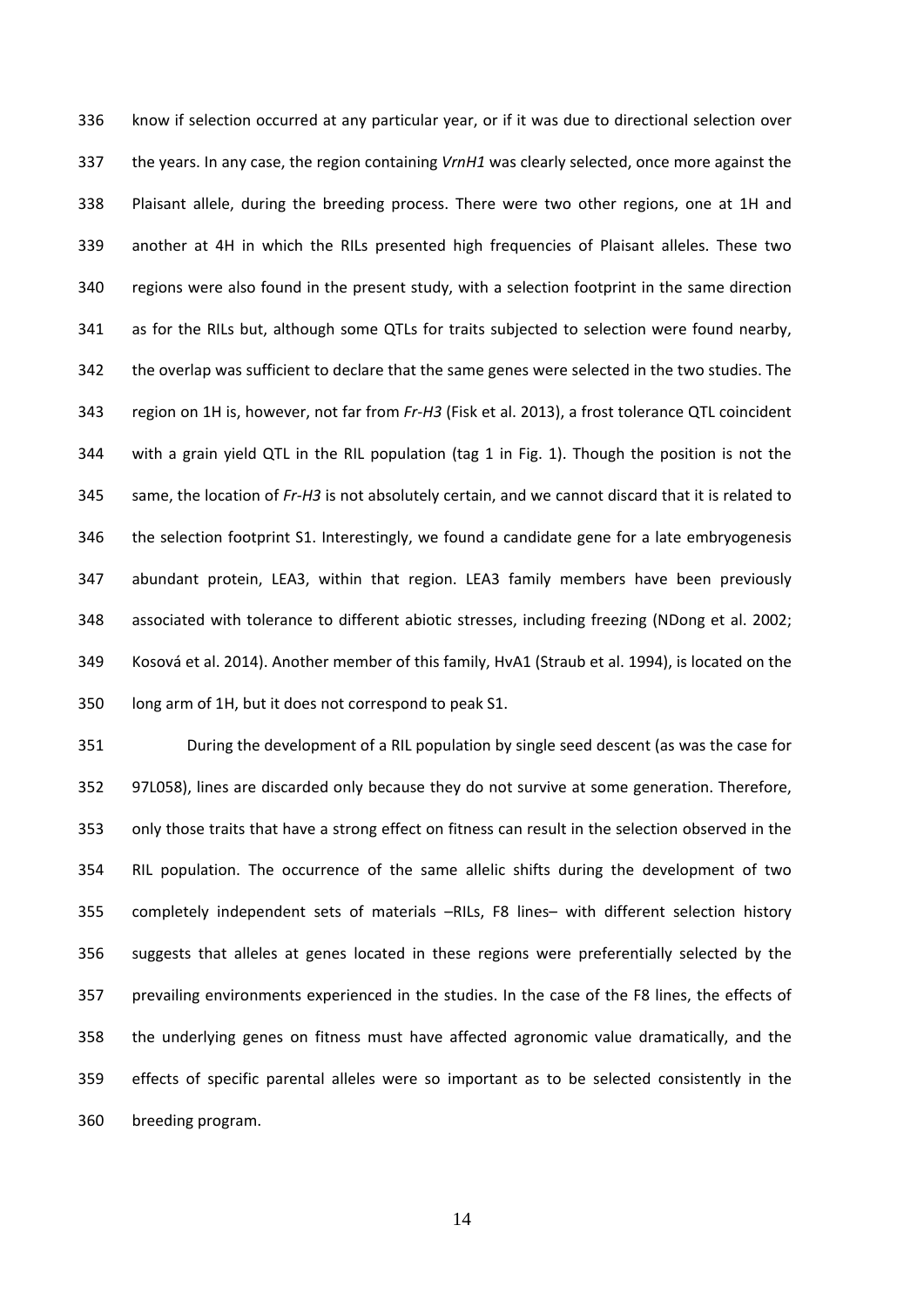know if selection occurred at any particular year, or if it was due to directional selection over the years. In any case, the region containing *VrnH1* was clearly selected, once more against the Plaisant allele, during the breeding process. There were two other regions, one at 1H and another at 4H in which the RILs presented high frequencies of Plaisant alleles. These two regions were also found in the present study, with a selection footprint in the same direction as for the RILs but, although some QTLs for traits subjected to selection were found nearby, the overlap was sufficient to declare that the same genes were selected in the two studies. The region on 1H is, however, not far from *Fr-H3* (Fisk et al. 2013), a frost tolerance QTL coincident with a grain yield QTL in the RIL population (tag 1 in Fig. 1). Though the position is not the same, the location of *Fr-H3* is not absolutely certain, and we cannot discard that it is related to the selection footprint S1. Interestingly, we found a candidate gene for a late embryogenesis abundant protein, LEA3, within that region. LEA3 family members have been previously associated with tolerance to different abiotic stresses, including freezing (NDong et al. 2002; Kosová et al. 2014). Another member of this family, HvA1 (Straub et al. 1994), is located on the long arm of 1H, but it does not correspond to peak S1.

During the development of a RIL population by single seed descent (as was the case for 97L058), lines are discarded only because they do not survive at some generation. Therefore, only those traits that have a strong effect on fitness can result in the selection observed in the RIL population. The occurrence of the same allelic shifts during the development of two completely independent sets of materials –RILs, F8 lines– with different selection history suggests that alleles at genes located in these regions were preferentially selected by the prevailing environments experienced in the studies. In the case of the F8 lines, the effects of the underlying genes on fitness must have affected agronomic value dramatically, and the effects of specific parental alleles were so important as to be selected consistently in the breeding program.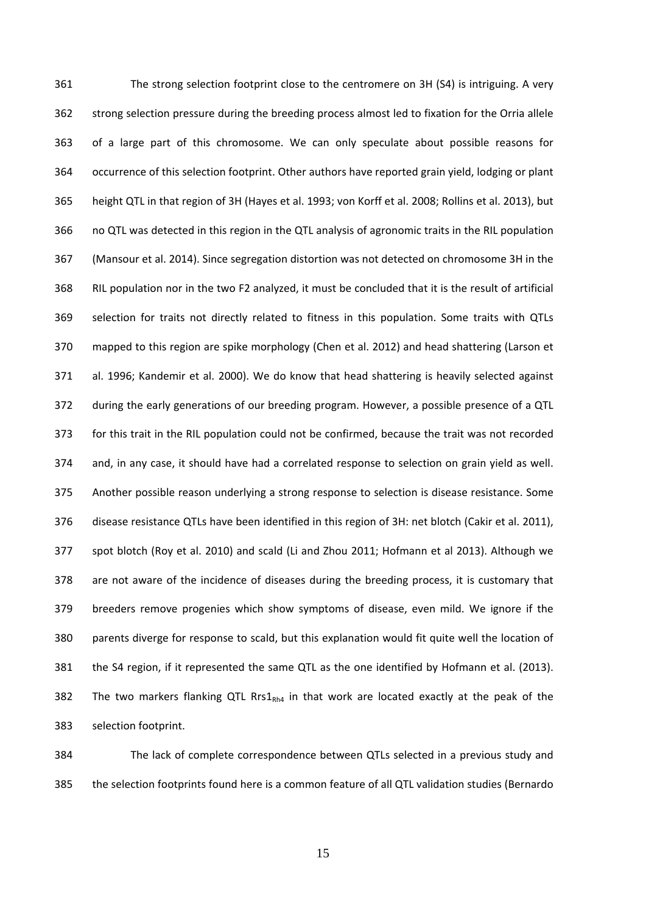The strong selection footprint close to the centromere on 3H (S4) is intriguing. A very strong selection pressure during the breeding process almost led to fixation for the Orria allele of a large part of this chromosome. We can only speculate about possible reasons for occurrence of this selection footprint. Other authors have reported grain yield, lodging or plant height QTL in that region of 3H (Hayes et al. 1993; von Korff et al. 2008; Rollins et al. 2013), but no QTL was detected in this region in the QTL analysis of agronomic traits in the RIL population (Mansour et al. 2014). Since segregation distortion was not detected on chromosome 3H in the RIL population nor in the two F2 analyzed, it must be concluded that it is the result of artificial selection for traits not directly related to fitness in this population. Some traits with QTLs mapped to this region are spike morphology (Chen et al. 2012) and head shattering (Larson et al. 1996; Kandemir et al. 2000). We do know that head shattering is heavily selected against during the early generations of our breeding program. However, a possible presence of a QTL for this trait in the RIL population could not be confirmed, because the trait was not recorded and, in any case, it should have had a correlated response to selection on grain yield as well. Another possible reason underlying a strong response to selection is disease resistance. Some disease resistance QTLs have been identified in this region of 3H: net blotch (Cakir et al. 2011), spot blotch (Roy et al. 2010) and scald (Li and Zhou 2011; Hofmann et al 2013). Although we are not aware of the incidence of diseases during the breeding process, it is customary that breeders remove progenies which show symptoms of disease, even mild. We ignore if the parents diverge for response to scald, but this explanation would fit quite well the location of the S4 region, if it represented the same QTL as the one identified by Hofmann et al. (2013). The two markers flanking QTL $Rrs1_{Rh4}$ in that work are located exactly at the peak of the selection footprint.

The lack of complete correspondence between QTLs selected in a previous study and the selection footprints found here is a common feature of all QTL validation studies (Bernardo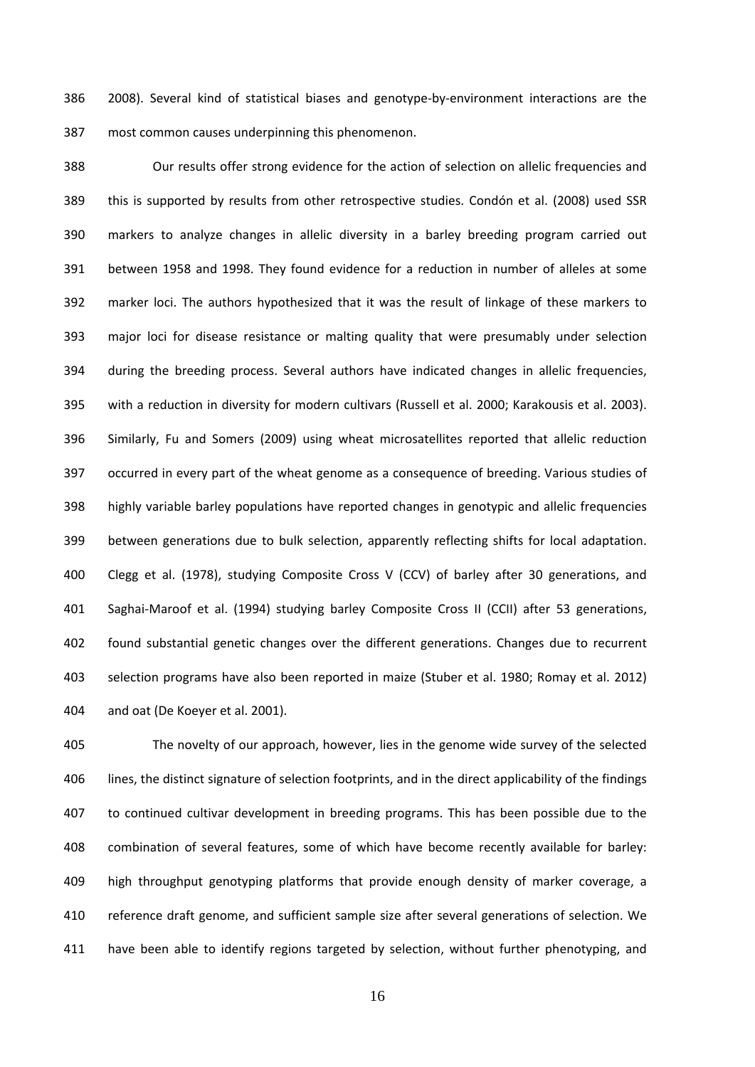2008). Several kind of statistical biases and genotype-by-environment interactions are the most common causes underpinning this phenomenon.

Our results offer strong evidence for the action of selection on allelic frequencies and this is supported by results from other retrospective studies. Condón et al. (2008) used SSR markers to analyze changes in allelic diversity in a barley breeding program carried out between 1958 and 1998. They found evidence for a reduction in number of alleles at some marker loci. The authors hypothesized that it was the result of linkage of these markers to major loci for disease resistance or malting quality that were presumably under selection during the breeding process. Several authors have indicated changes in allelic frequencies, with a reduction in diversity for modern cultivars (Russell et al. 2000; Karakousis et al. 2003). Similarly, Fu and Somers (2009) using wheat microsatellites reported that allelic reduction occurred in every part of the wheat genome as a consequence of breeding. Various studies of highly variable barley populations have reported changes in genotypic and allelic frequencies between generations due to bulk selection, apparently reflecting shifts for local adaptation. Clegg et al. (1978), studying Composite Cross V (CCV) of barley after 30 generations, and Saghai-Maroof et al. (1994) studying barley Composite Cross II (CCII) after 53 generations, found substantial genetic changes over the different generations. Changes due to recurrent selection programs have also been reported in maize (Stuber et al. 1980; Romay et al. 2012) and oat (De Koeyer et al. 2001).

The novelty of our approach, however, lies in the genome wide survey of the selected lines, the distinct signature of selection footprints, and in the direct applicability of the findings to continued cultivar development in breeding programs. This has been possible due to the combination of several features, some of which have become recently available for barley: high throughput genotyping platforms that provide enough density of marker coverage, a reference draft genome, and sufficient sample size after several generations of selection. We have been able to identify regions targeted by selection, without further phenotyping, and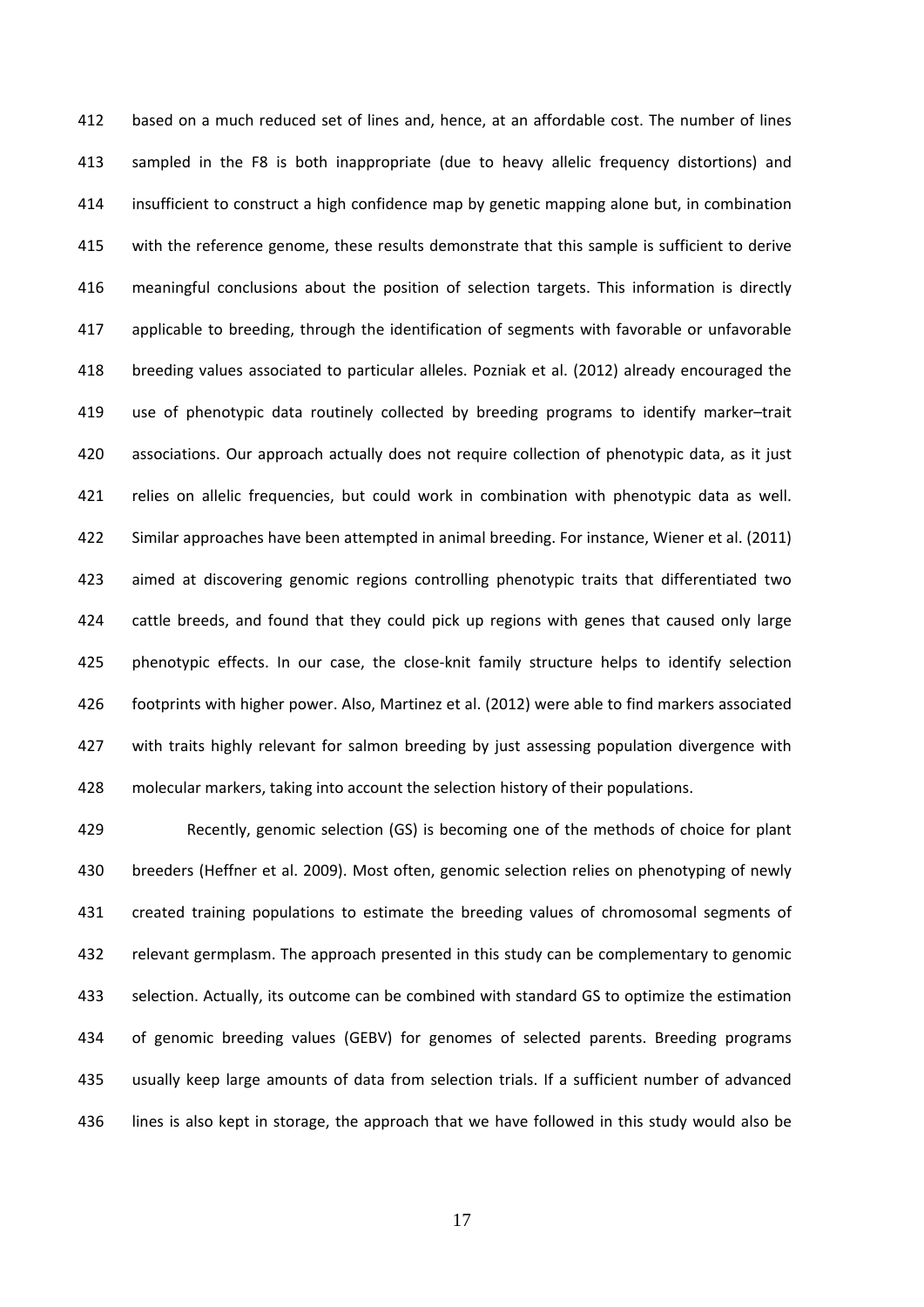based on a much reduced set of lines and, hence, at an affordable cost. The number of lines sampled in the F8 is both inappropriate (due to heavy allelic frequency distortions) and insufficient to construct a high confidence map by genetic mapping alone but, in combination with the reference genome, these results demonstrate that this sample is sufficient to derive meaningful conclusions about the position of selection targets. This information is directly applicable to breeding, through the identification of segments with favorable or unfavorable breeding values associated to particular alleles. Pozniak et al. (2012) already encouraged the use of phenotypic data routinely collected by breeding programs to identify marker–trait associations. Our approach actually does not require collection of phenotypic data, as it just relies on allelic frequencies, but could work in combination with phenotypic data as well. Similar approaches have been attempted in animal breeding. For instance, Wiener et al. (2011) aimed at discovering genomic regions controlling phenotypic traits that differentiated two cattle breeds, and found that they could pick up regions with genes that caused only large phenotypic effects. In our case, the close-knit family structure helps to identify selection footprints with higher power. Also, Martinez et al. (2012) were able to find markers associated with traits highly relevant for salmon breeding by just assessing population divergence with molecular markers, taking into account the selection history of their populations.

Recently, genomic selection (GS) is becoming one of the methods of choice for plant breeders (Heffner et al. 2009). Most often, genomic selection relies on phenotyping of newly created training populations to estimate the breeding values of chromosomal segments of relevant germplasm. The approach presented in this study can be complementary to genomic selection. Actually, its outcome can be combined with standard GS to optimize the estimation of genomic breeding values (GEBV) for genomes of selected parents. Breeding programs usually keep large amounts of data from selection trials. If a sufficient number of advanced lines is also kept in storage, the approach that we have followed in this study would also be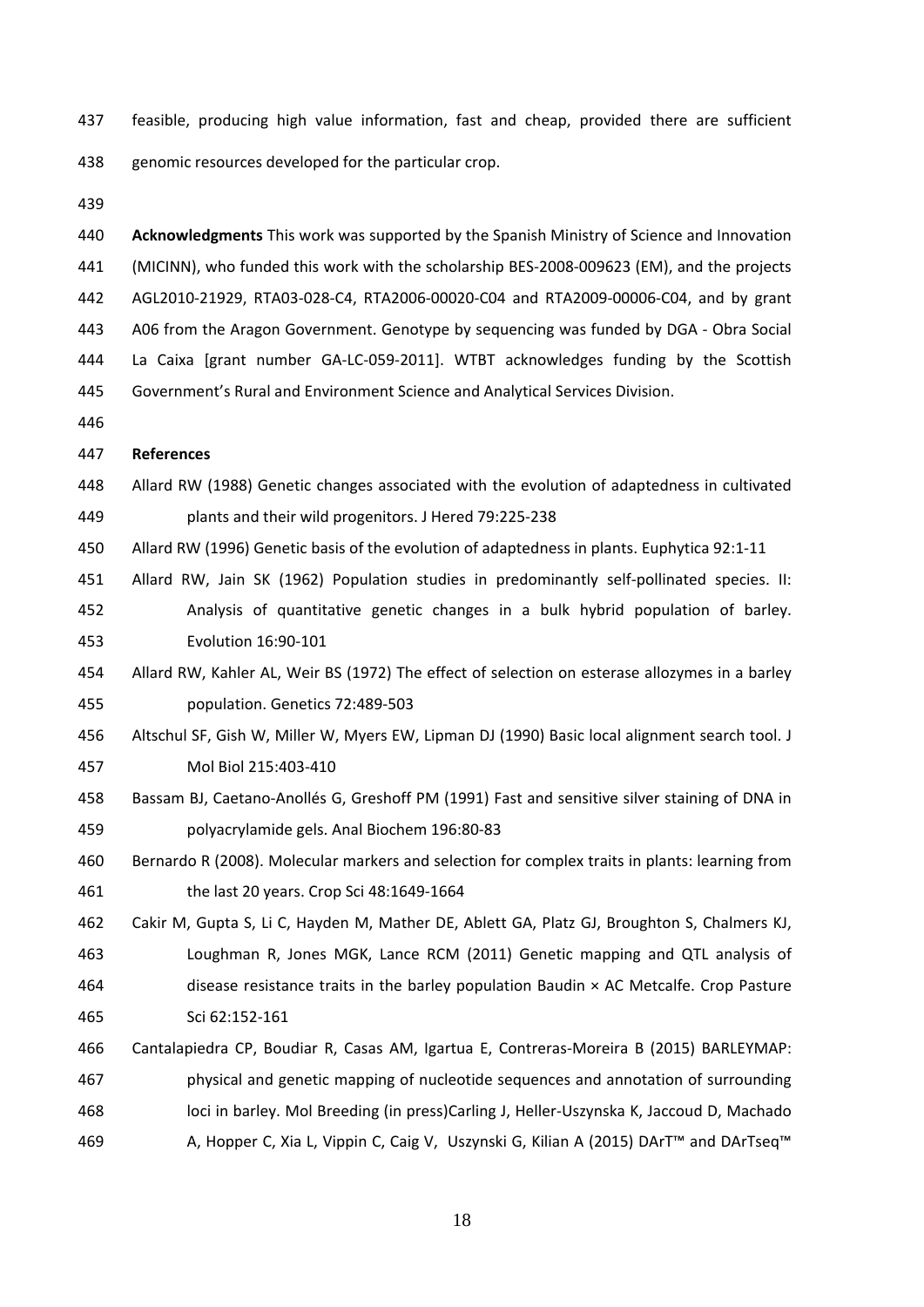feasible, producing high value information, fast and cheap, provided there are sufficient genomic resources developed for the particular crop.

**Acknowledgments** This work was supported by the Spanish Ministry of Science and Innovation (MICINN), who funded this work with the scholarship BES-2008-009623 (EM), and the projects AGL2010-21929, RTA03-028-C4, RTA2006-00020-C04 and RTA2009-00006-C04, and by grant A06 from the Aragon Government. Genotype by sequencing was funded by DGA - Obra Social La Caixa [grant number GA-LC-059-2011]. WTBT acknowledges funding by the Scottish Government's Rural and Environment Science and Analytical Services Division.

**References**

Allard RW (1988) Genetic changes associated with the evolution of adaptedness in cultivated plants and their wild progenitors. J Hered 79:225-238

Allard RW (1996) Genetic basis of the evolution of adaptedness in plants. Euphytica 92:1-11

Allard RW, Jain SK (1962) Population studies in predominantly self-pollinated species. II: Analysis of quantitative genetic changes in a bulk hybrid population of barley. Evolution 16:90-101

Allard RW, Kahler AL, Weir BS (1972) The effect of selection on esterase allozymes in a barley population. Genetics 72:489-503

Altschul SF, Gish W, Miller W, Myers EW, Lipman DJ (1990) Basic local alignment search tool. J Mol Biol 215:403-410

Bassam BJ, Caetano-Anollés G, Greshoff PM (1991) Fast and sensitive silver staining of DNA in polyacrylamide gels. Anal Biochem 196:80-83

Bernardo R (2008). Molecular markers and selection for complex traits in plants: learning from the last 20 years. Crop Sci 48:1649-1664

Cakir M, Gupta S, Li C, Hayden M, Mather DE, Ablett GA, Platz GJ, Broughton S, Chalmers KJ, Loughman R, Jones MGK, Lance RCM (2011) Genetic mapping and QTL analysis of disease resistance traits in the barley population Baudin × AC Metcalfe. Crop Pasture Sci 62:152-161

Cantalapiedra CP, Boudiar R, Casas AM, Igartua E, Contreras-Moreira B (2015) BARLEYMAP: physical and genetic mapping of nucleotide sequences and annotation of surrounding loci in barley. Mol Breeding (in press)Carling J, Heller-Uszynska K, Jaccoud D, Machado A, Hopper C, Xia L, Vippin C, Caig V, Uszynski G, Kilian A (2015) DArT™ and DArTseq™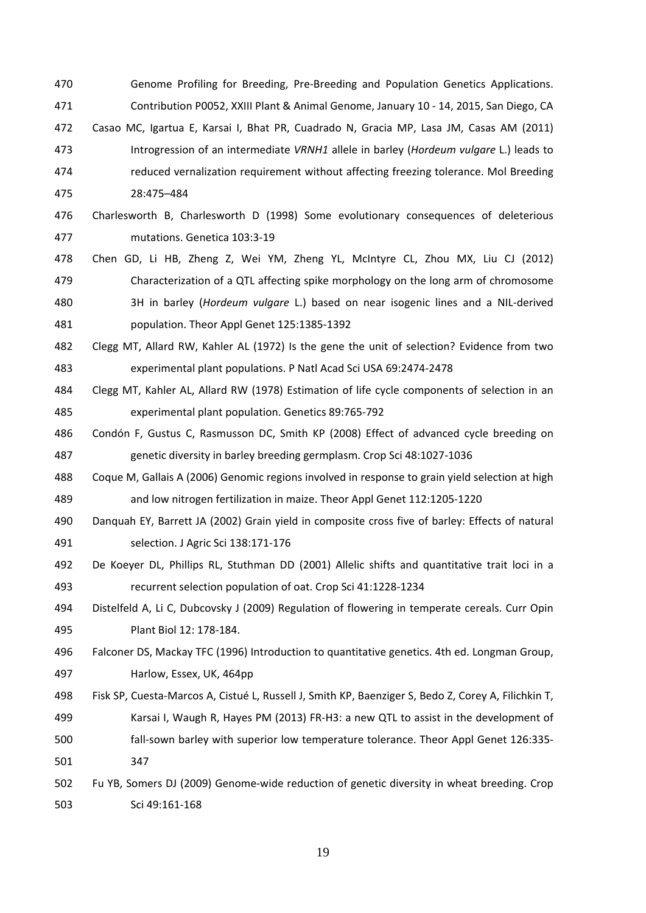Genome Profiling for Breeding, Pre-Breeding and Population Genetics Applications. Contribution P0052, XXIII Plant & Animal Genome, January 10 - 14, 2015, San Diego, CA

Casao MC, Igartua E, Karsai I, Bhat PR, Cuadrado N, Gracia MP, Lasa JM, Casas AM (2011) Introgression of an intermediate *VRNH1* allele in barley (*Hordeum vulgare* L.) leads to reduced vernalization requirement without affecting freezing tolerance. Mol Breeding 28:475–484

Charlesworth B, Charlesworth D (1998) Some evolutionary consequences of deleterious mutations. Genetica 103:3-19

Chen GD, Li HB, Zheng Z, Wei YM, Zheng YL, McIntyre CL, Zhou MX, Liu CJ (2012) Characterization of a QTL affecting spike morphology on the long arm of chromosome 3H in barley (*Hordeum vulgare* L.) based on near isogenic lines and a NIL-derived population. Theor Appl Genet 125:1385-1392

Clegg MT, Allard RW, Kahler AL (1972) Is the gene the unit of selection? Evidence from two experimental plant populations. P Natl Acad Sci USA 69:2474-2478

Clegg MT, Kahler AL, Allard RW (1978) Estimation of life cycle components of selection in an experimental plant population. Genetics 89:765-792

Condón F, Gustus C, Rasmusson DC, Smith KP (2008) Effect of advanced cycle breeding on genetic diversity in barley breeding germplasm. Crop Sci 48:1027-1036

Coque M, Gallais A (2006) Genomic regions involved in response to grain yield selection at high and low nitrogen fertilization in maize. Theor Appl Genet 112:1205-1220

Danquah EY, Barrett JA (2002) Grain yield in composite cross five of barley: Effects of natural selection. J Agric Sci 138:171-176

De Koeyer DL, Phillips RL, Stuthman DD (2001) Allelic shifts and quantitative trait loci in a recurrent selection population of oat. Crop Sci 41:1228-1234

Distelfeld A, Li C, Dubcovsky J (2009) Regulation of flowering in temperate cereals. Curr Opin Plant Biol 12: 178-184.

Falconer DS, Mackay TFC (1996) Introduction to quantitative genetics. 4th ed. Longman Group, Harlow, Essex, UK, 464pp

Fisk SP, Cuesta-Marcos A, Cistué L, Russell J, Smith KP, Baenziger S, Bedo Z, Corey A, Filichkin T, Karsai I, Waugh R, Hayes PM (2013) FR-H3: a new QTL to assist in the development of fall-sown barley with superior low temperature tolerance. Theor Appl Genet 126:335-347

Fu YB, Somers DJ (2009) Genome-wide reduction of genetic diversity in wheat breeding. Crop Sci 49:161-168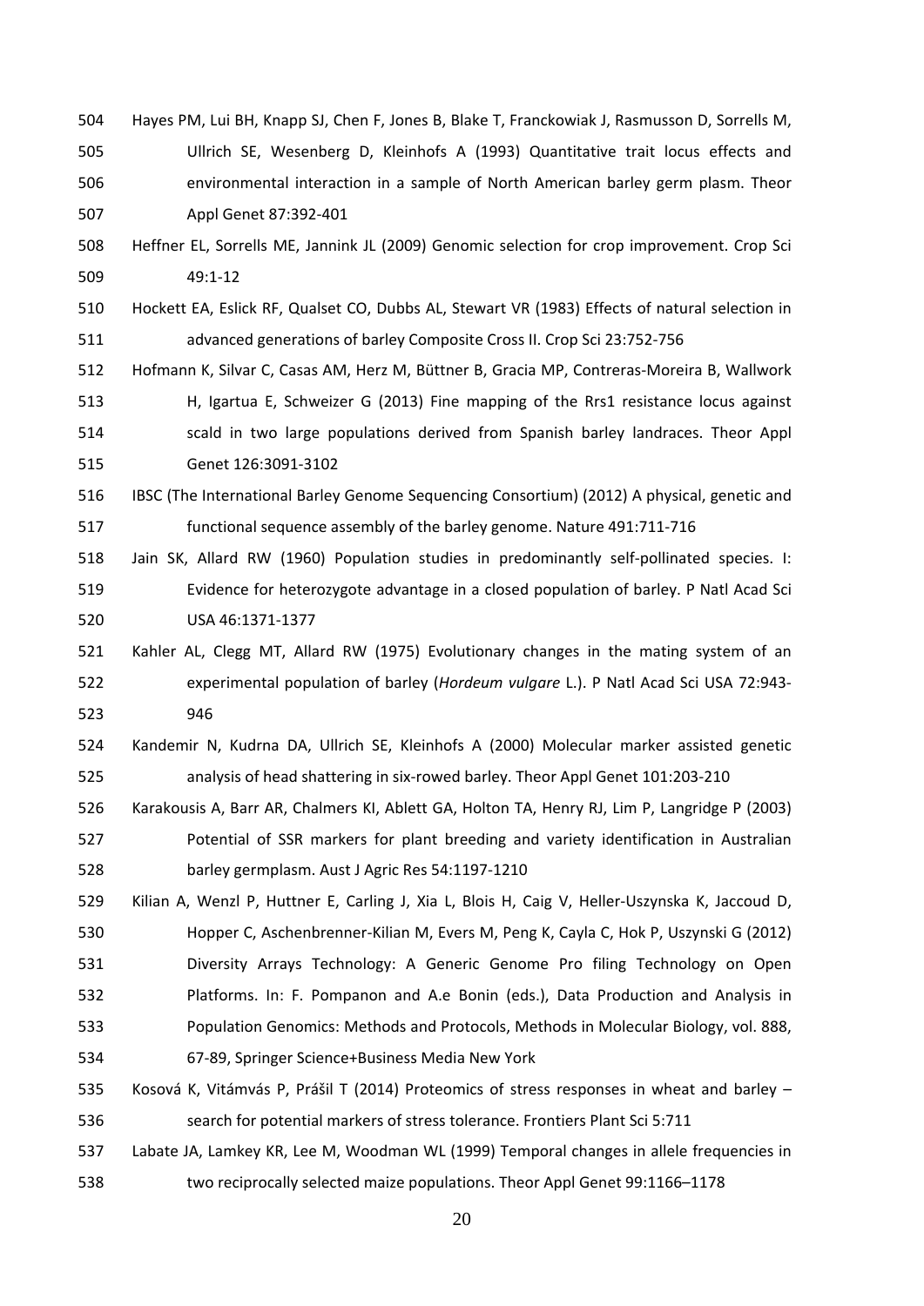Hayes PM, Lui BH, Knapp SJ, Chen F, Jones B, Blake T, Franckowiak J, Rasmusson D, Sorrells M, Ullrich SE, Wesenberg D, Kleinhofs A (1993) Quantitative trait locus effects and environmental interaction in a sample of North American barley germ plasm. Theor Appl Genet 87:392-401

Heffner EL, Sorrells ME, Jannink JL (2009) Genomic selection for crop improvement. Crop Sci 49:1-12

Hockett EA, Eslick RF, Qualset CO, Dubbs AL, Stewart VR (1983) Effects of natural selection in advanced generations of barley Composite Cross II. Crop Sci 23:752-756

Hofmann K, Silvar C, Casas AM, Herz M, Büttner B, Gracia MP, Contreras-Moreira B, Wallwork H, Igartua E, Schweizer G (2013) Fine mapping of the Rrs1 resistance locus against scald in two large populations derived from Spanish barley landraces. Theor Appl Genet 126:3091-3102

IBSC (The International Barley Genome Sequencing Consortium) (2012) A physical, genetic and functional sequence assembly of the barley genome. Nature 491:711-716

Jain SK, Allard RW (1960) Population studies in predominantly self-pollinated species. I: Evidence for heterozygote advantage in a closed population of barley. P Natl Acad Sci USA 46:1371-1377

Kahler AL, Clegg MT, Allard RW (1975) Evolutionary changes in the mating system of an experimental population of barley (*Hordeum vulgare* L.). P Natl Acad Sci USA 72:943-946

Kandemir N, Kudrna DA, Ullrich SE, Kleinhofs A (2000) Molecular marker assisted genetic analysis of head shattering in six-rowed barley. Theor Appl Genet 101:203-210

Karakousis A, Barr AR, Chalmers KI, Ablett GA, Holton TA, Henry RJ, Lim P, Langridge P (2003) Potential of SSR markers for plant breeding and variety identification in Australian barley germplasm. Aust J Agric Res 54:1197-1210

Kilian A, Wenzl P, Huttner E, Carling J, Xia L, Blois H, Caig V, Heller-Uszynska K, Jaccoud D, Hopper C, Aschenbrenner-Kilian M, Evers M, Peng K, Cayla C, Hok P, Uszynski G (2012) Diversity Arrays Technology: A Generic Genome Pro filing Technology on Open Platforms. In: F. Pompanon and A.e Bonin (eds.), Data Production and Analysis in Population Genomics: Methods and Protocols, Methods in Molecular Biology, vol. 888, 67-89, Springer Science+Business Media New York

Kosová K, Vitámvás P, Prášil T (2014) Proteomics of stress responses in wheat and barley – search for potential markers of stress tolerance. Frontiers Plant Sci 5:711

Labate JA, Lamkey KR, Lee M, Woodman WL (1999) Temporal changes in allele frequencies in two reciprocally selected maize populations. Theor Appl Genet 99:1166–1178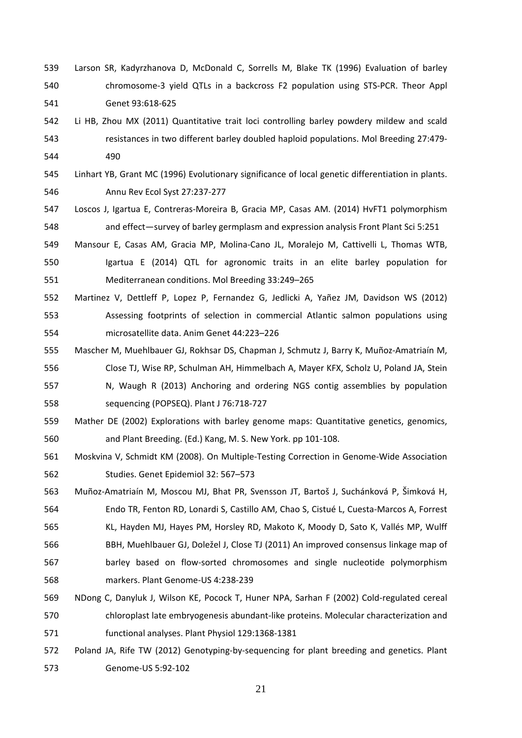Larson SR, Kadyrzhanova D, McDonald C, Sorrells M, Blake TK (1996) Evaluation of barley chromosome-3 yield QTLs in a backcross F2 population using STS-PCR. Theor Appl Genet 93:618-625

Li HB, Zhou MX (2011) Quantitative trait loci controlling barley powdery mildew and scald resistances in two different barley doubled haploid populations. Mol Breeding 27:479-490

Linhart YB, Grant MC (1996) Evolutionary significance of local genetic differentiation in plants. Annu Rev Ecol Syst 27:237-277

Loscos J, Igartua E, Contreras-Moreira B, Gracia MP, Casas AM. (2014) HvFT1 polymorphism and effect—survey of barley germplasm and expression analysis Front Plant Sci 5:251

Mansour E, Casas AM, Gracia MP, Molina-Cano JL, Moralejo M, Cattivelli L, Thomas WTB, Igartua E (2014) QTL for agronomic traits in an elite barley population for Mediterranean conditions. Mol Breeding 33:249–265

Martinez V, Dettleff P, Lopez P, Fernandez G, Jedlicki A, Yañez JM, Davidson WS (2012) Assessing footprints of selection in commercial Atlantic salmon populations using microsatellite data. Anim Genet 44:223–226

Mascher M, Muehlbauer GJ, Rokhsar DS, Chapman J, Schmutz J, Barry K, Muñoz-Amatriaín M, Close TJ, Wise RP, Schulman AH, Himmelbach A, Mayer KFX, Scholz U, Poland JA, Stein N, Waugh R (2013) Anchoring and ordering NGS contig assemblies by population sequencing (POPSEQ). Plant J 76:718-727

Mather DE (2002) Explorations with barley genome maps: Quantitative genetics, genomics, and Plant Breeding. (Ed.) Kang, M. S. New York. pp 101-108.

Moskvina V, Schmidt KM (2008). On Multiple-Testing Correction in Genome-Wide Association Studies. Genet Epidemiol 32: 567–573

Muñoz-Amatriaín M, Moscou MJ, Bhat PR, Svensson JT, Bartoš J, Suchánková P, Šimková H, Endo TR, Fenton RD, Lonardi S, Castillo AM, Chao S, Cistué L, Cuesta-Marcos A, Forrest KL, Hayden MJ, Hayes PM, Horsley RD, Makoto K, Moody D, Sato K, Vallés MP, Wulff BBH, Muehlbauer GJ, Doležel J, Close TJ (2011) An improved consensus linkage map of barley based on flow-sorted chromosomes and single nucleotide polymorphism markers. Plant Genome-US 4:238-239

NDong C, Danyluk J, Wilson KE, Pocock T, Huner NPA, Sarhan F (2002) Cold-regulated cereal chloroplast late embryogenesis abundant-like proteins. Molecular characterization and functional analyses. Plant Physiol 129:1368-1381

Poland JA, Rife TW (2012) Genotyping-by-sequencing for plant breeding and genetics. Plant Genome-US 5:92-102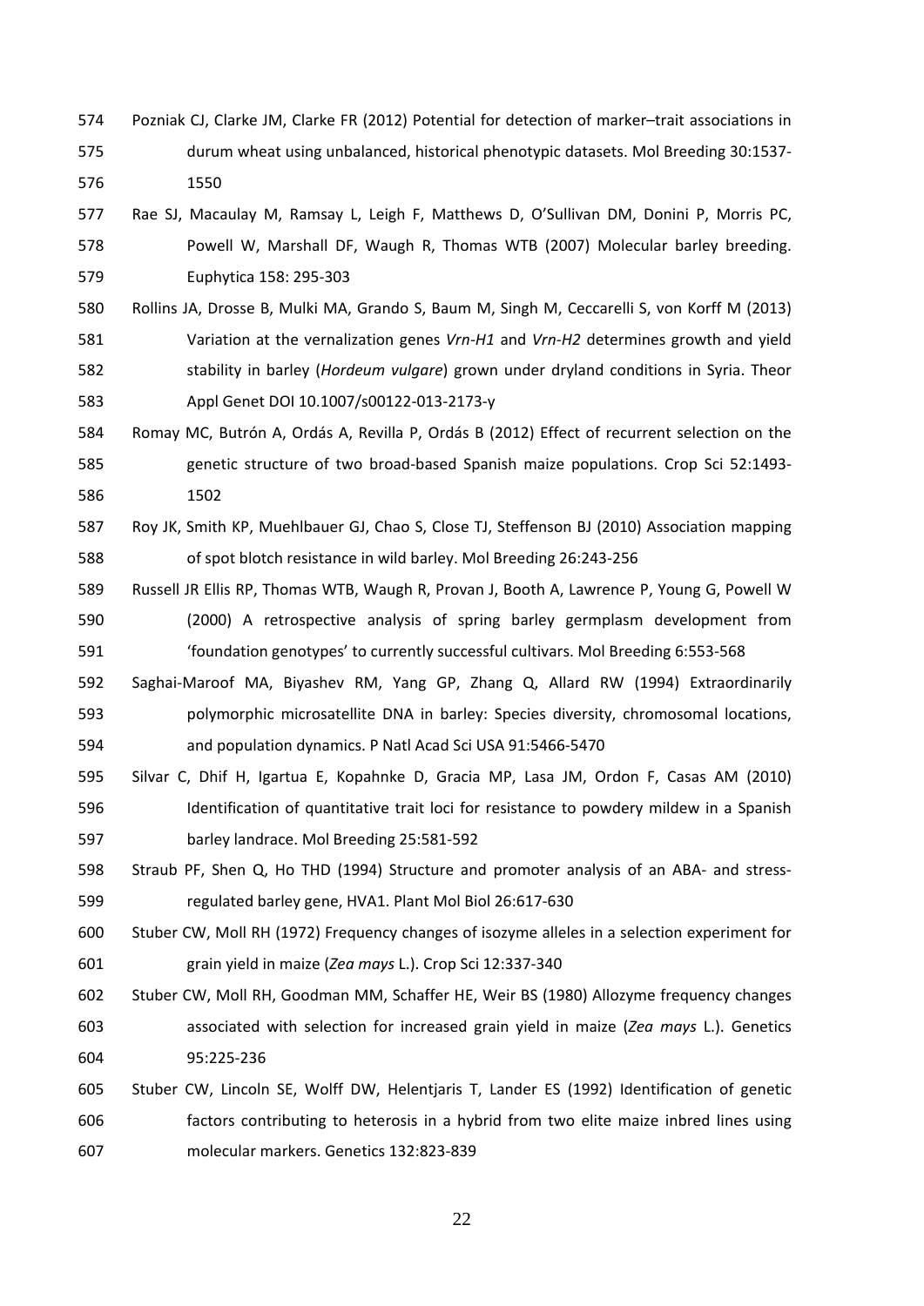Pozniak CJ, Clarke JM, Clarke FR (2012) Potential for detection of marker–trait associations in durum wheat using unbalanced, historical phenotypic datasets. Mol Breeding 30:1537-1550

Rae SJ, Macaulay M, Ramsay L, Leigh F, Matthews D, O'Sullivan DM, Donini P, Morris PC, Powell W, Marshall DF, Waugh R, Thomas WTB (2007) Molecular barley breeding. Euphytica 158: 295-303

Rollins JA, Drosse B, Mulki MA, Grando S, Baum M, Singh M, Ceccarelli S, von Korff M (2013) Variation at the vernalization genes *Vrn-H1* and *Vrn-H2* determines growth and yield stability in barley (*Hordeum vulgare*) grown under dryland conditions in Syria. Theor Appl Genet DOI 10.1007/s00122-013-2173-y

Romay MC, Butrón A, Ordás A, Revilla P, Ordás B (2012) Effect of recurrent selection on the genetic structure of two broad-based Spanish maize populations. Crop Sci 52:1493-1502

Roy JK, Smith KP, Muehlbauer GJ, Chao S, Close TJ, Steffenson BJ (2010) Association mapping of spot blotch resistance in wild barley. Mol Breeding 26:243-256

Russell JR Ellis RP, Thomas WTB, Waugh R, Provan J, Booth A, Lawrence P, Young G, Powell W (2000) A retrospective analysis of spring barley germplasm development from 'foundation genotypes' to currently successful cultivars. Mol Breeding 6:553-568

Saghai-Maroof MA, Biyashev RM, Yang GP, Zhang Q, Allard RW (1994) Extraordinarily polymorphic microsatellite DNA in barley: Species diversity, chromosomal locations, and population dynamics. P Natl Acad Sci USA 91:5466-5470

Silvar C, Dhif H, Igartua E, Kopahnke D, Gracia MP, Lasa JM, Ordon F, Casas AM (2010) Identification of quantitative trait loci for resistance to powdery mildew in a Spanish barley landrace. Mol Breeding 25:581-592

Straub PF, Shen Q, Ho THD (1994) Structure and promoter analysis of an ABA- and stress-regulated barley gene, HVA1. Plant Mol Biol 26:617-630

Stuber CW, Moll RH (1972) Frequency changes of isozyme alleles in a selection experiment for grain yield in maize (*Zea mays* L.). Crop Sci 12:337-340

Stuber CW, Moll RH, Goodman MM, Schaffer HE, Weir BS (1980) Allozyme frequency changes associated with selection for increased grain yield in maize (*Zea mays* L.). Genetics 95:225-236

Stuber CW, Lincoln SE, Wolff DW, Helentjaris T, Lander ES (1992) Identification of genetic factors contributing to heterosis in a hybrid from two elite maize inbred lines using molecular markers. Genetics 132:823-839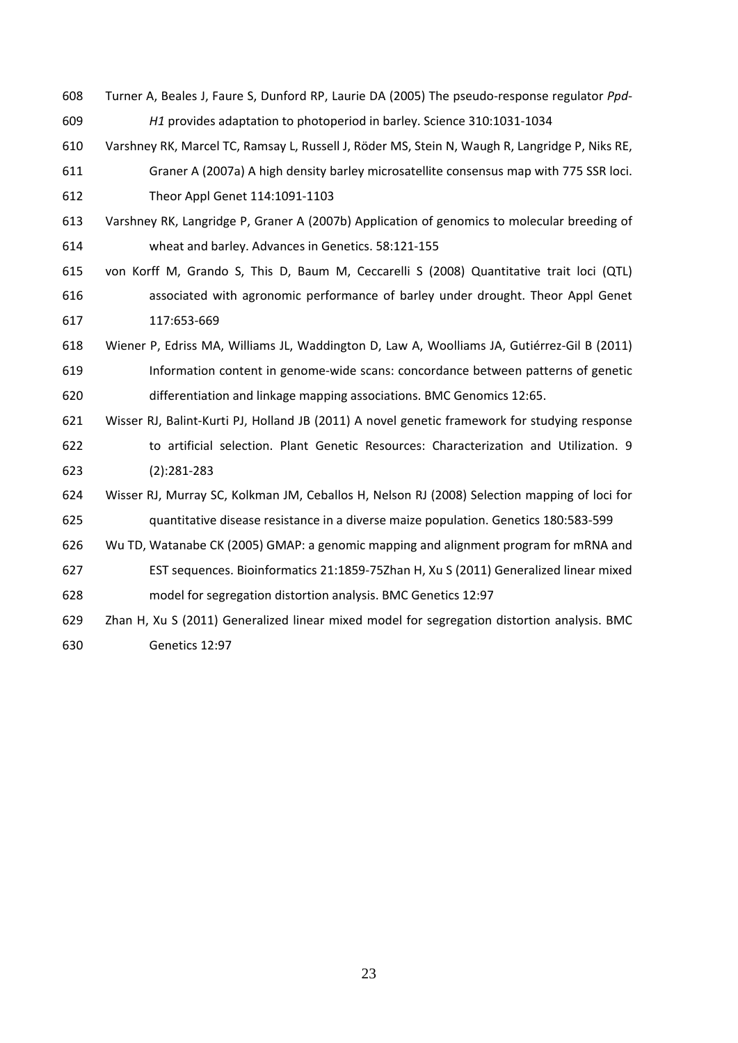Turner A, Beales J, Faure S, Dunford RP, Laurie DA (2005) The pseudo-response regulator *Ppd-H1* provides adaptation to photoperiod in barley. Science 310:1031-1034

Varshney RK, Marcel TC, Ramsay L, Russell J, Röder MS, Stein N, Waugh R, Langridge P, Niks RE, Graner A (2007a) A high density barley microsatellite consensus map with 775 SSR loci. Theor Appl Genet 114:1091-1103

Varshney RK, Langridge P, Graner A (2007b) Application of genomics to molecular breeding of wheat and barley. Advances in Genetics. 58:121-155

von Korff M, Grando S, This D, Baum M, Ceccarelli S (2008) Quantitative trait loci (QTL) associated with agronomic performance of barley under drought. Theor Appl Genet 117:653-669

Wiener P, Edriss MA, Williams JL, Waddington D, Law A, Woolliams JA, Gutiérrez-Gil B (2011) Information content in genome-wide scans: concordance between patterns of genetic differentiation and linkage mapping associations. BMC Genomics 12:65.

Wisser RJ, Balint-Kurti PJ, Holland JB (2011) A novel genetic framework for studying response to artificial selection. Plant Genetic Resources: Characterization and Utilization. 9 (2):281-283

Wisser RJ, Murray SC, Kolkman JM, Ceballos H, Nelson RJ (2008) Selection mapping of loci for quantitative disease resistance in a diverse maize population. Genetics 180:583-599

Wu TD, Watanabe CK (2005) GMAP: a genomic mapping and alignment program for mRNA and EST sequences. Bioinformatics 21:1859-75Zhan H, Xu S (2011) Generalized linear mixed model for segregation distortion analysis. BMC Genetics 12:97

Zhan H, Xu S (2011) Generalized linear mixed model for segregation distortion analysis. BMC Genetics 12:97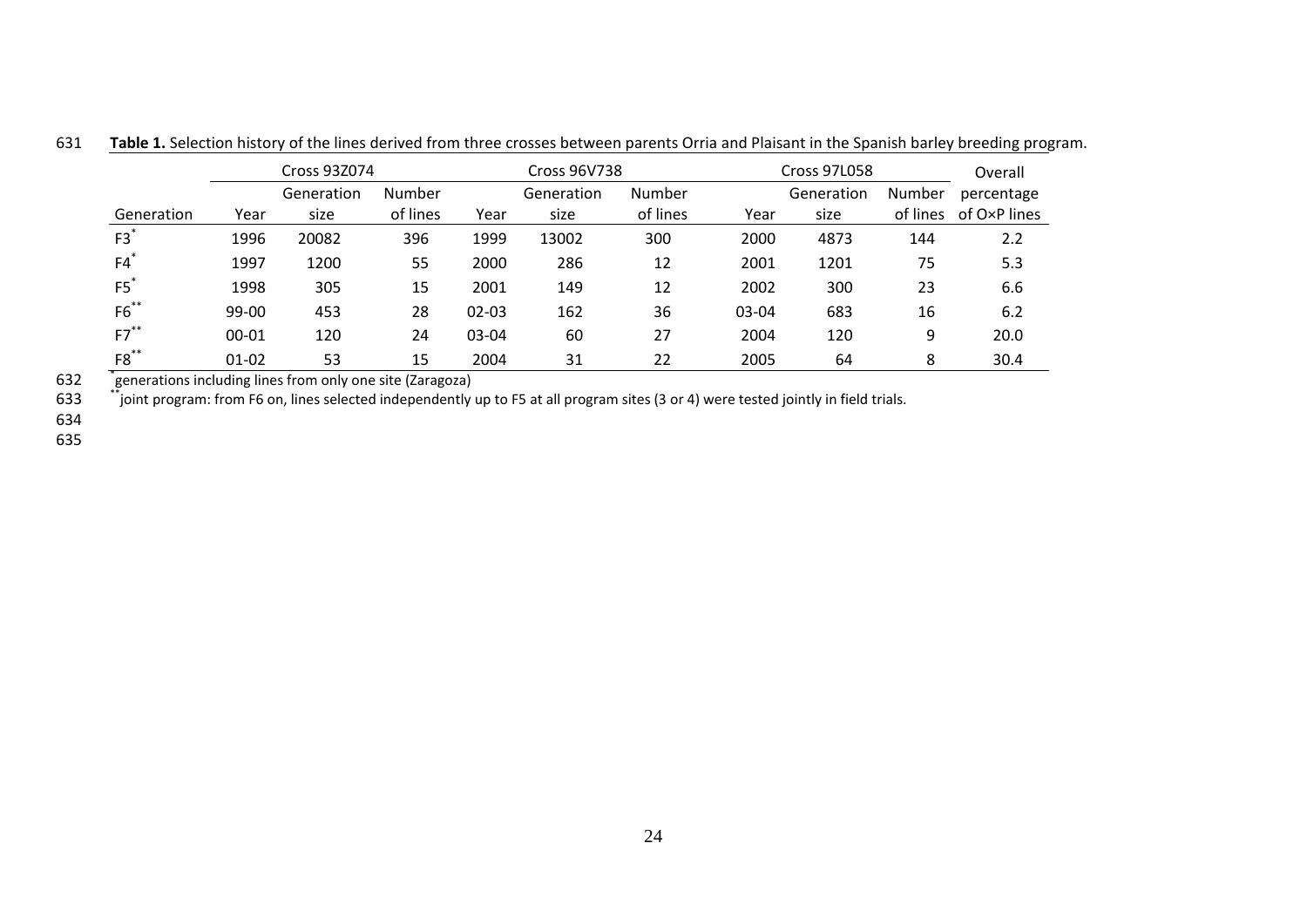**Table 1.** Selection history of the lines derived from three crosses between parents Orria and Plaisant in the Spanish barley breeding program.

| | Cross 93Z074 | | | Cross 96V738 | | | Cross 97L058 | | | Overall |
|---|---|---|---|---|---|---|---|---|---|---|
| Generation | Year | Generation size | Number of lines | Year | Generation size | Number of lines | Year | Generation size | Number of lines | percentage of O×P lines |
| F3* | 1996 | 20082 | 396 | 1999 | 13002 | 300 | 2000 | 4873 | 144 | 2.2 |
| F4* | 1997 | 1200 | 55 | 2000 | 286 | 12 | 2001 | 1201 | 75 | 5.3 |
| F5* | 1998 | 305 | 15 | 2001 | 149 | 12 | 2002 | 300 | 23 | 6.6 |
| F6** | 99-00 | 453 | 28 | 02-03 | 162 | 36 | 03-04 | 683 | 16 | 6.2 |
| F7** | 00-01 | 120 | 24 | 03-04 | 60 | 27 | 2004 | 120 | 9 | 20.0 |
| F8** | 01-02 | 53 | 15 | 2004 | 31 | 22 | 2005 | 64 | 8 | 30.4 |

*generations including lines from only one site (Zaragoza)

**joint program: from F6 on, lines selected independently up to F5 at all program sites (3 or 4) were tested jointly in field trials.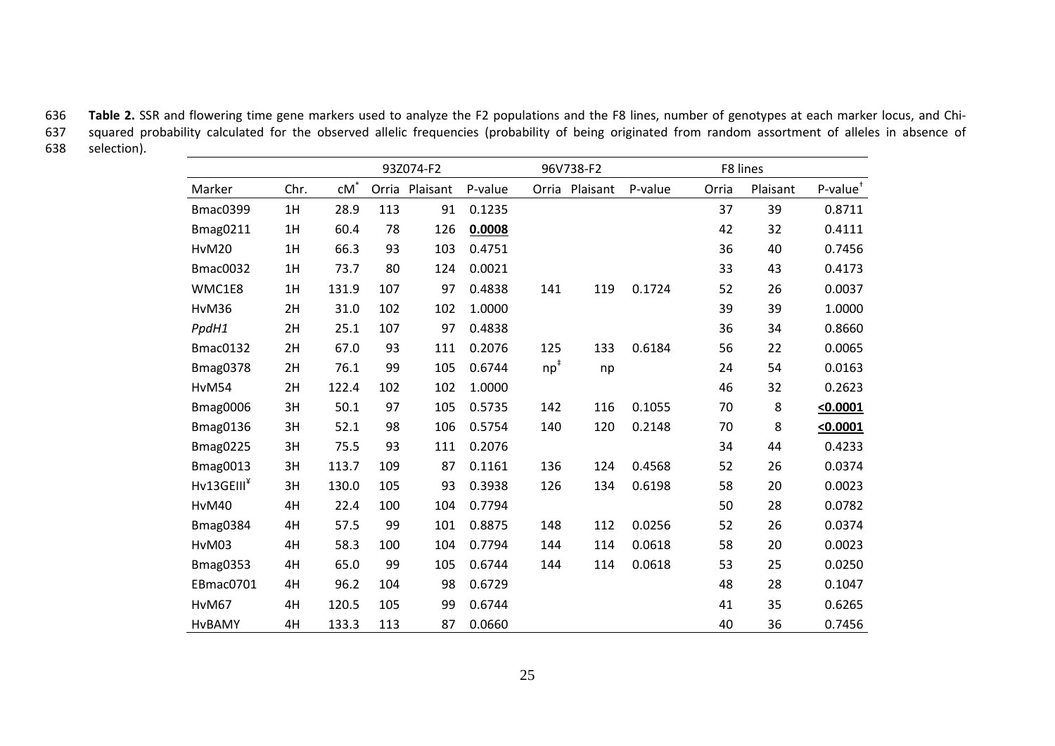**Table 2.** SSR and flowering time gene markers used to analyze the F2 populations and the F8 lines, number of genotypes at each marker locus, and Chi-squared probability calculated for the observed allelic frequencies (probability of being originated from random assortment of alleles in absence of selection).

| | | | 93Z074-F2 | | | 96V738-F2 | | | F8 lines | | |
|---|---|---|---|---|---|---|---|---|---|---|---|
| Marker | Chr. | cM* | Orria | Plaisant | P-value | Orria | Plaisant | P-value | Orria | Plaisant | P-value† |
| Bmac0399 | 1H | 28.9 | 113 | 91 | 0.1235 | | | | 37 | 39 | 0.8711 |
| Bmag0211 | 1H | 60.4 | 78 | 126 | **0.0008** | | | | 42 | 32 | 0.4111 |
| HvM20 | 1H | 66.3 | 93 | 103 | 0.4751 | | | | 36 | 40 | 0.7456 |
| Bmac0032 | 1H | 73.7 | 80 | 124 | 0.0021 | | | | 33 | 43 | 0.4173 |
| WMC1E8 | 1H | 131.9 | 107 | 97 | 0.4838 | 141 | 119 | 0.1724 | 52 | 26 | 0.0037 |
| HvM36 | 2H | 31.0 | 102 | 102 | 1.0000 | | | | 39 | 39 | 1.0000 |
| *PpdH1* | 2H | 25.1 | 107 | 97 | 0.4838 | | | | 36 | 34 | 0.8660 |
| Bmac0132 | 2H | 67.0 | 93 | 111 | 0.2076 | 125 | 133 | 0.6184 | 56 | 22 | 0.0065 |
| Bmag0378 | 2H | 76.1 | 99 | 105 | 0.6744 | np‡ | np | | 24 | 54 | 0.0163 |
| HvM54 | 2H | 122.4 | 102 | 102 | 1.0000 | | | | 46 | 32 | 0.2623 |
| Bmag0006 | 3H | 50.1 | 97 | 105 | 0.5735 | 142 | 116 | 0.1055 | 70 | 8 | **<0.0001** |
| Bmag0136 | 3H | 52.1 | 98 | 106 | 0.5754 | 140 | 120 | 0.2148 | 70 | 8 | **<0.0001** |
| Bmag0225 | 3H | 75.5 | 93 | 111 | 0.2076 | | | | 34 | 44 | 0.4233 |
| Bmag0013 | 3H | 113.7 | 109 | 87 | 0.1161 | 136 | 124 | 0.4568 | 52 | 26 | 0.0374 |
| Hv13GEIII¥ | 3H | 130.0 | 105 | 93 | 0.3938 | 126 | 134 | 0.6198 | 58 | 20 | 0.0023 |
| HvM40 | 4H | 22.4 | 100 | 104 | 0.7794 | | | | 50 | 28 | 0.0782 |
| Bmag0384 | 4H | 57.5 | 99 | 101 | 0.8875 | 148 | 112 | 0.0256 | 52 | 26 | 0.0374 |
| HvM03 | 4H | 58.3 | 100 | 104 | 0.7794 | 144 | 114 | 0.0618 | 58 | 20 | 0.0023 |
| Bmag0353 | 4H | 65.0 | 99 | 105 | 0.6744 | 144 | 114 | 0.0618 | 53 | 25 | 0.0250 |
| EBmac0701 | 4H | 96.2 | 104 | 98 | 0.6729 | | | | 48 | 28 | 0.1047 |
| HvM67 | 4H | 120.5 | 105 | 99 | 0.6744 | | | | 41 | 35 | 0.6265 |
| HvBAMY | 4H | 133.3 | 113 | 87 | 0.0660 | | | | 40 | 36 | 0.7456 |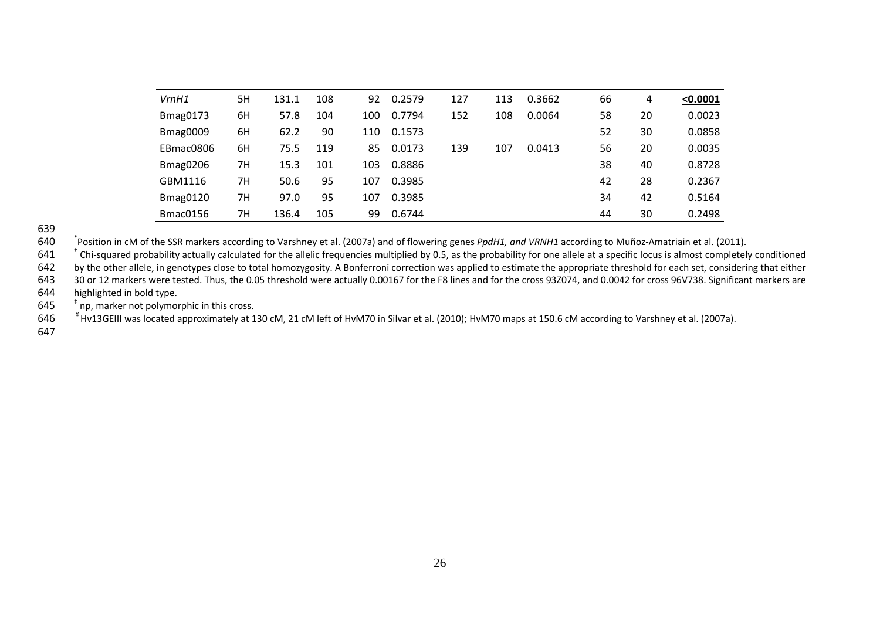| | | | | | | | | | | | |
|---|---|---|---|---|---|---|---|---|---|---|---|
| *VrnH1* | 5H | 131.1 | 108 | 92 | 0.2579 | 127 | 113 | 0.3662 | 66 | 4 | **<0.0001** |
| Bmag0173 | 6H | 57.8 | 104 | 100 | 0.7794 | 152 | 108 | 0.0064 | 58 | 20 | 0.0023 |
| Bmag0009 | 6H | 62.2 | 90 | 110 | 0.1573 | | | | 52 | 30 | 0.0858 |
| EBmac0806 | 6H | 75.5 | 119 | 85 | 0.0173 | 139 | 107 | 0.0413 | 56 | 20 | 0.0035 |
| Bmag0206 | 7H | 15.3 | 101 | 103 | 0.8886 | | | | 38 | 40 | 0.8728 |
| GBM1116 | 7H | 50.6 | 95 | 107 | 0.3985 | | | | 42 | 28 | 0.2367 |
| Bmag0120 | 7H | 97.0 | 95 | 107 | 0.3985 | | | | 34 | 42 | 0.5164 |
| Bmac0156 | 7H | 136.4 | 105 | 99 | 0.6744 | | | | 44 | 30 | 0.2498 |

639

640 [*]Position in cM of the SSR markers according to Varshney et al. (2007a) and of flowering genes *PpdH1, and VRNH1* according to Muñoz-Amatriain et al. (2011).

641 [†] Chi-squared probability actually calculated for the allelic frequencies multiplied by 0.5, as the probability for one allele at a specific locus is almost completely conditioned
642 by the other allele, in genotypes close to total homozygosity. A Bonferroni correction was applied to estimate the appropriate threshold for each set, considering that either
643 30 or 12 markers were tested. Thus, the 0.05 threshold were actually 0.00167 for the F8 lines and for the cross 93Z074, and 0.0042 for cross 96V738. Significant markers are
644 highlighted in bold type.

645 [‡] np, marker not polymorphic in this cross.

646 [¥] Hv13GEIII was located approximately at 130 cM, 21 cM left of HvM70 in Silvar et al. (2010); HvM70 maps at 150.6 cM according to Varshney et al. (2007a).

647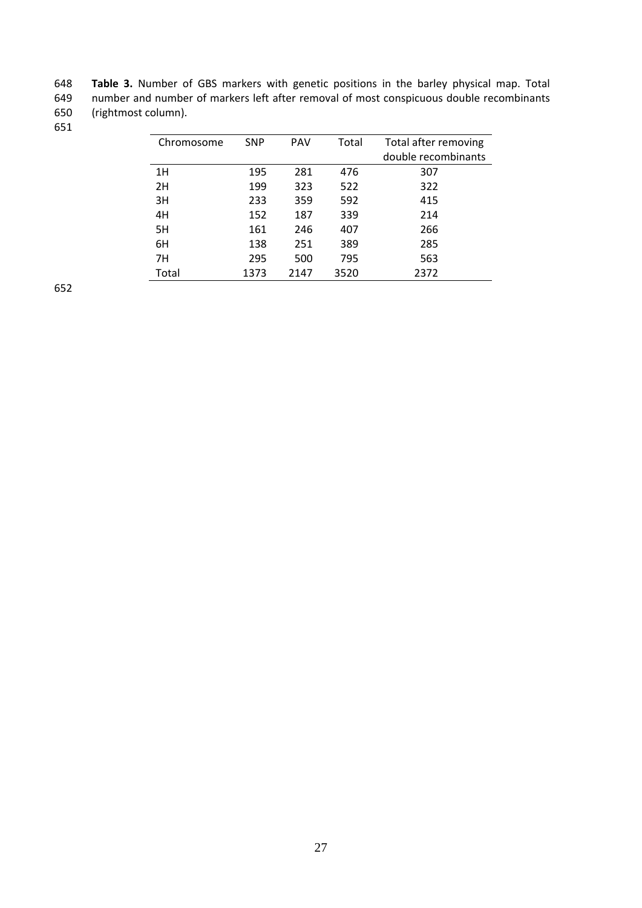**Table 3.** Number of GBS markers with genetic positions in the barley physical map. Total number and number of markers left after removal of most conspicuous double recombinants (rightmost column).

| Chromosome | SNP | PAV | Total | Total after removing double recombinants |
|---|---|---|---|---|
| 1H | 195 | 281 | 476 | 307 |
| 2H | 199 | 323 | 522 | 322 |
| 3H | 233 | 359 | 592 | 415 |
| 4H | 152 | 187 | 339 | 214 |
| 5H | 161 | 246 | 407 | 266 |
| 6H | 138 | 251 | 389 | 285 |
| 7H | 295 | 500 | 795 | 563 |
| Total | 1373 | 2147 | 3520 | 2372 |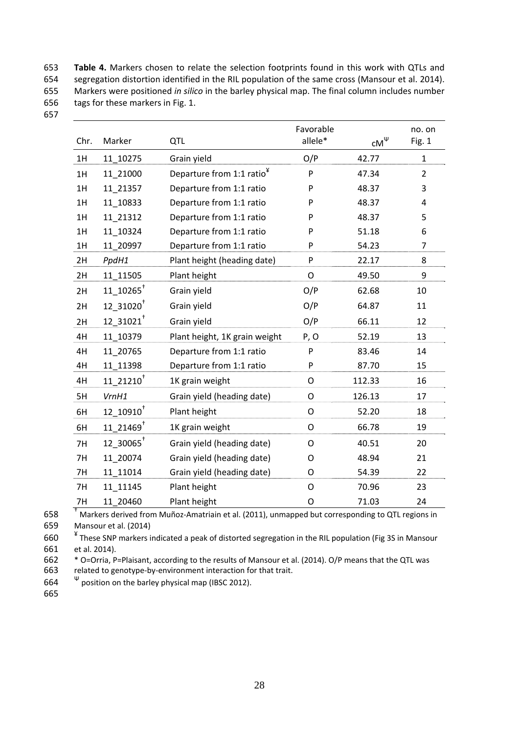**Table 4.** Markers chosen to relate the selection footprints found in this work with QTLs and segregation distortion identified in the RIL population of the same cross (Mansour et al. 2014). Markers were positioned *in silico* in the barley physical map. The final column includes number tags for these markers in Fig. 1.

| Chr. | Marker | QTL | Favorable allele* | cM[Ψ] | no. on Fig. 1 |
|---|---|---|---|---|---|
| 1H | 11_10275 | Grain yield | O/P | 42.77 | 1 |
| 1H | 11_21000 | Departure from 1:1 ratio[¥] | P | 47.34 | 2 |
| 1H | 11_21357 | Departure from 1:1 ratio | P | 48.37 | 3 |
| 1H | 11_10833 | Departure from 1:1 ratio | P | 48.37 | 4 |
| 1H | 11_21312 | Departure from 1:1 ratio | P | 48.37 | 5 |
| 1H | 11_10324 | Departure from 1:1 ratio | P | 51.18 | 6 |
| 1H | 11_20997 | Departure from 1:1 ratio | P | 54.23 | 7 |
| 2H | *PpdH1* | Plant height (heading date) | P | 22.17 | 8 |
| 2H | 11_11505 | Plant height | O | 49.50 | 9 |
| 2H | 11_10265[†] | Grain yield | O/P | 62.68 | 10 |
| 2H | 12_31020[†] | Grain yield | O/P | 64.87 | 11 |
| 2H | 12_31021[†] | Grain yield | O/P | 66.11 | 12 |
| 4H | 11_10379 | Plant height, 1K grain weight | P, O | 52.19 | 13 |
| 4H | 11_20765 | Departure from 1:1 ratio | P | 83.46 | 14 |
| 4H | 11_11398 | Departure from 1:1 ratio | P | 87.70 | 15 |
| 4H | 11_21210[†] | 1K grain weight | O | 112.33 | 16 |
| 5H | *VrnH1* | Grain yield (heading date) | O | 126.13 | 17 |
| 6H | 12_10910[†] | Plant height | O | 52.20 | 18 |
| 6H | 11_21469[†] | 1K grain weight | O | 66.78 | 19 |
| 7H | 12_30065[†] | Grain yield (heading date) | O | 40.51 | 20 |
| 7H | 11_20074 | Grain yield (heading date) | O | 48.94 | 21 |
| 7H | 11_11014 | Grain yield (heading date) | O | 54.39 | 22 |
| 7H | 11_11145 | Plant height | O | 70.96 | 23 |
| 7H | 11_20460 | Plant height | O | 71.03 | 24 |

[†] Markers derived from Muñoz-Amatriain et al. (2011), unmapped but corresponding to QTL regions in Mansour et al. (2014)

[¥] These SNP markers indicated a peak of distorted segregation in the RIL population (Fig 3S in Mansour et al. 2014).

\* O=Orria, P=Plaisant, according to the results of Mansour et al. (2014). O/P means that the QTL was related to genotype-by-environment interaction for that trait.

[Ψ] position on the barley physical map (IBSC 2012).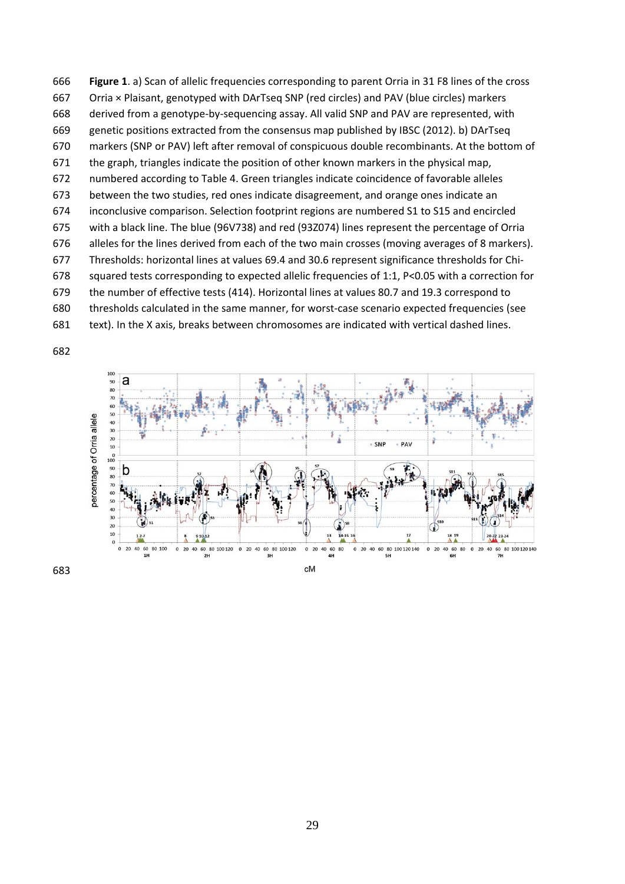**Figure 1**. a) Scan of allelic frequencies corresponding to parent Orria in 31 F8 lines of the cross Orria × Plaisant, genotyped with DArTseq SNP (red circles) and PAV (blue circles) markers derived from a genotype-by-sequencing assay. All valid SNP and PAV are represented, with genetic positions extracted from the consensus map published by IBSC (2012). b) DArTseq markers (SNP or PAV) left after removal of conspicuous double recombinants. At the bottom of the graph, triangles indicate the position of other known markers in the physical map, numbered according to Table 4. Green triangles indicate coincidence of favorable alleles between the two studies, red ones indicate disagreement, and orange ones indicate an inconclusive comparison. Selection footprint regions are numbered S1 to S15 and encircled with a black line. The blue (96V738) and red (93Z074) lines represent the percentage of Orria alleles for the lines derived from each of the two main crosses (moving averages of 8 markers). Thresholds: horizontal lines at values 69.4 and 30.6 represent significance thresholds for Chi-squared tests corresponding to expected allelic frequencies of 1:1, P<0.05 with a correction for the number of effective tests (414). Horizontal lines at values 80.7 and 19.3 correspond to thresholds calculated in the same manner, for worst-case scenario expected frequencies (see text). In the X axis, breaks between chromosomes are indicated with vertical dashed lines.

a

b

percentage of Orria allele

SNP PAV

S1 S2 S3 S4 S5 S6 S7 S8 S9 S10 S11 S12 S13 S14 S15

1 2-7 8 9 10 12 13 14-15 16 17 18 19 20-22 23-24

1H 2H 3H 4H 5H 6H 7H

cM